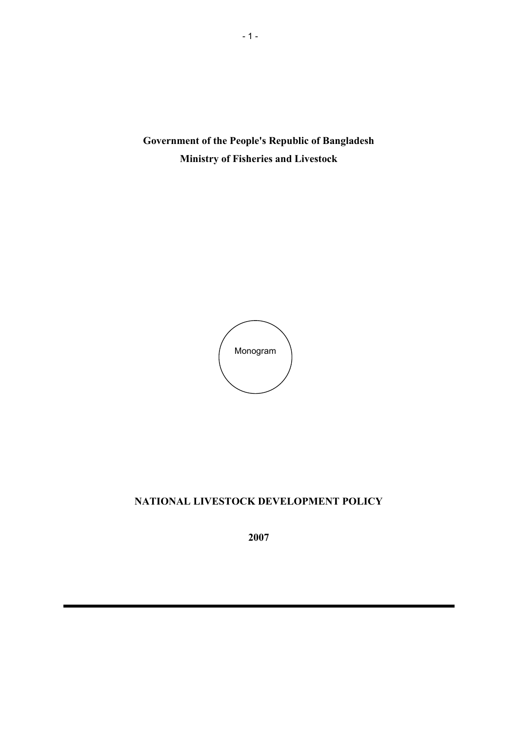**Government of the People's Republic of Bangladesh**

**Ministry of Fisheries and Livestock**

Monogram

# NATIONAL LIVESTOCK DEVELOPMENT POLICY

**2007**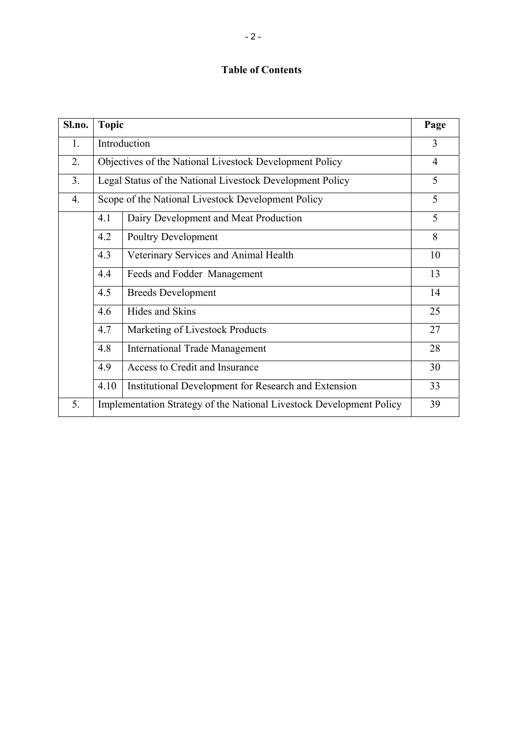# Table of Contents

| Sl.no. | Topic | | Page |
|---|---|---|---|
| 1. | Introduction | | 3 |
| 2. | Objectives of the National Livestock Development Policy | | 4 |
| 3. | Legal Status of the National Livestock Development Policy | | 5 |
| 4. | Scope of the National Livestock Development Policy | | 5 |
| | 4.1 | Dairy Development and Meat Production | 5 |
| | 4.2 | Poultry Development | 8 |
| | 4.3 | Veterinary Services and Animal Health | 10 |
| | 4.4 | Feeds and Fodder Management | 13 |
| | 4.5 | Breeds Development | 14 |
| | 4.6 | Hides and Skins | 25 |
| | 4.7 | Marketing of Livestock Products | 27 |
| | 4.8 | International Trade Management | 28 |
| | 4.9 | Access to Credit and Insurance | 30 |
| | 4.10 | Institutional Development for Research and Extension | 33 |
| 5. | Implementation Strategy of the National Livestock Development Policy | | 39 |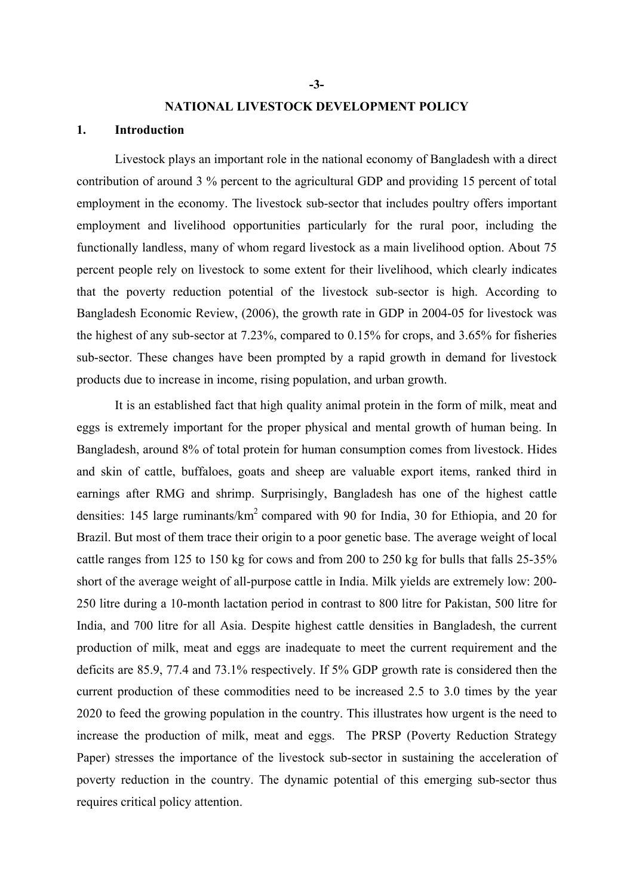# NATIONAL LIVESTOCK DEVELOPMENT POLICY

## 1. Introduction

Livestock plays an important role in the national economy of Bangladesh with a direct contribution of around 3 % percent to the agricultural GDP and providing 15 percent of total employment in the economy. The livestock sub-sector that includes poultry offers important employment and livelihood opportunities particularly for the rural poor, including the functionally landless, many of whom regard livestock as a main livelihood option. About 75 percent people rely on livestock to some extent for their livelihood, which clearly indicates that the poverty reduction potential of the livestock sub-sector is high. According to Bangladesh Economic Review, (2006), the growth rate in GDP in 2004-05 for livestock was the highest of any sub-sector at 7.23%, compared to 0.15% for crops, and 3.65% for fisheries sub-sector. These changes have been prompted by a rapid growth in demand for livestock products due to increase in income, rising population, and urban growth.

It is an established fact that high quality animal protein in the form of milk, meat and eggs is extremely important for the proper physical and mental growth of human being. In Bangladesh, around 8% of total protein for human consumption comes from livestock. Hides and skin of cattle, buffaloes, goats and sheep are valuable export items, ranked third in earnings after RMG and shrimp. Surprisingly, Bangladesh has one of the highest cattle densities: 145 large ruminants/km$^2$ compared with 90 for India, 30 for Ethiopia, and 20 for Brazil. But most of them trace their origin to a poor genetic base. The average weight of local cattle ranges from 125 to 150 kg for cows and from 200 to 250 kg for bulls that falls 25-35% short of the average weight of all-purpose cattle in India. Milk yields are extremely low: 200-250 litre during a 10-month lactation period in contrast to 800 litre for Pakistan, 500 litre for India, and 700 litre for all Asia. Despite highest cattle densities in Bangladesh, the current production of milk, meat and eggs are inadequate to meet the current requirement and the deficits are 85.9, 77.4 and 73.1% respectively. If 5% GDP growth rate is considered then the current production of these commodities need to be increased 2.5 to 3.0 times by the year 2020 to feed the growing population in the country. This illustrates how urgent is the need to increase the production of milk, meat and eggs. The PRSP (Poverty Reduction Strategy Paper) stresses the importance of the livestock sub-sector in sustaining the acceleration of poverty reduction in the country. The dynamic potential of this emerging sub-sector thus requires critical policy attention.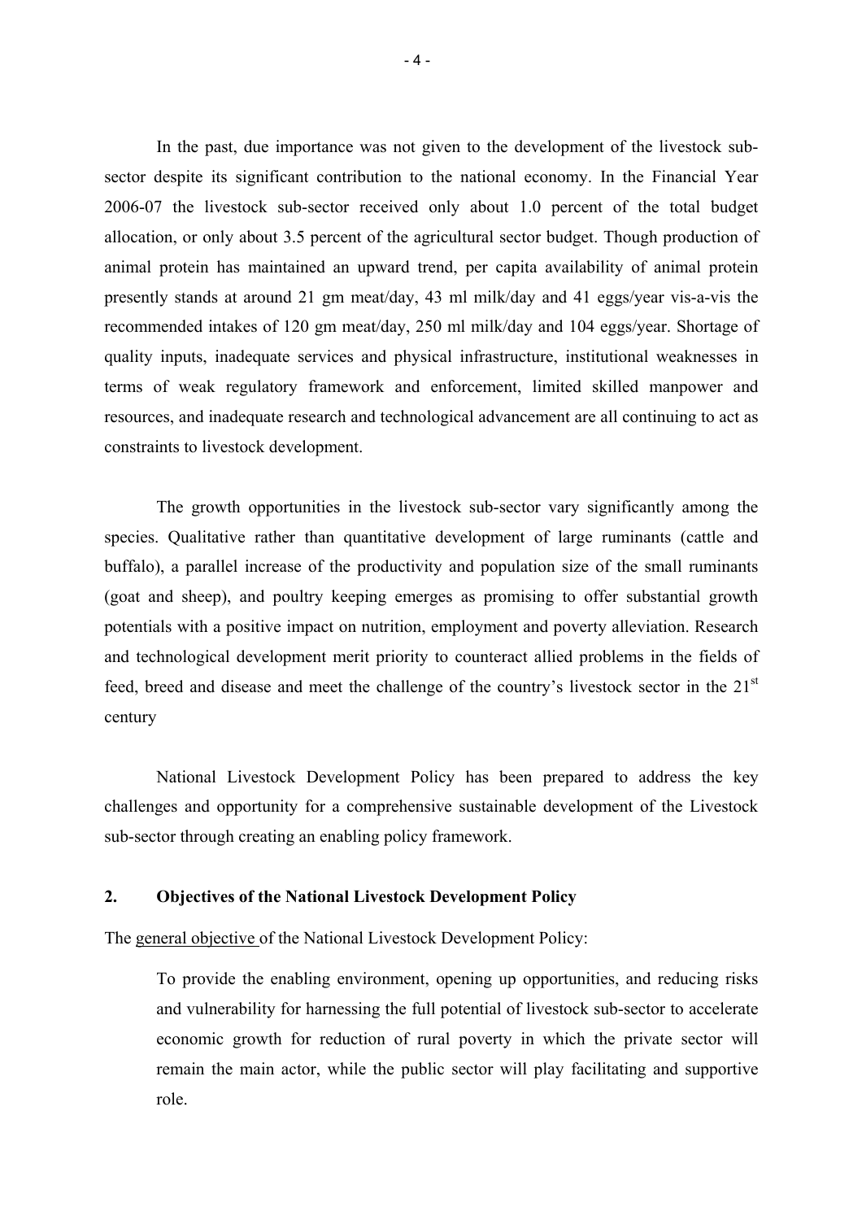In the past, due importance was not given to the development of the livestock sub-sector despite its significant contribution to the national economy. In the Financial Year 2006-07 the livestock sub-sector received only about 1.0 percent of the total budget allocation, or only about 3.5 percent of the agricultural sector budget. Though production of animal protein has maintained an upward trend, per capita availability of animal protein presently stands at around 21 gm meat/day, 43 ml milk/day and 41 eggs/year vis-a-vis the recommended intakes of 120 gm meat/day, 250 ml milk/day and 104 eggs/year. Shortage of quality inputs, inadequate services and physical infrastructure, institutional weaknesses in terms of weak regulatory framework and enforcement, limited skilled manpower and resources, and inadequate research and technological advancement are all continuing to act as constraints to livestock development.

The growth opportunities in the livestock sub-sector vary significantly among the species. Qualitative rather than quantitative development of large ruminants (cattle and buffalo), a parallel increase of the productivity and population size of the small ruminants (goat and sheep), and poultry keeping emerges as promising to offer substantial growth potentials with a positive impact on nutrition, employment and poverty alleviation. Research and technological development merit priority to counteract allied problems in the fields of feed, breed and disease and meet the challenge of the country's livestock sector in the 21st century

National Livestock Development Policy has been prepared to address the key challenges and opportunity for a comprehensive sustainable development of the Livestock sub-sector through creating an enabling policy framework.

## 2. Objectives of the National Livestock Development Policy

The general objective of the National Livestock Development Policy:

> To provide the enabling environment, opening up opportunities, and reducing risks and vulnerability for harnessing the full potential of livestock sub-sector to accelerate economic growth for reduction of rural poverty in which the private sector will remain the main actor, while the public sector will play facilitating and supportive role.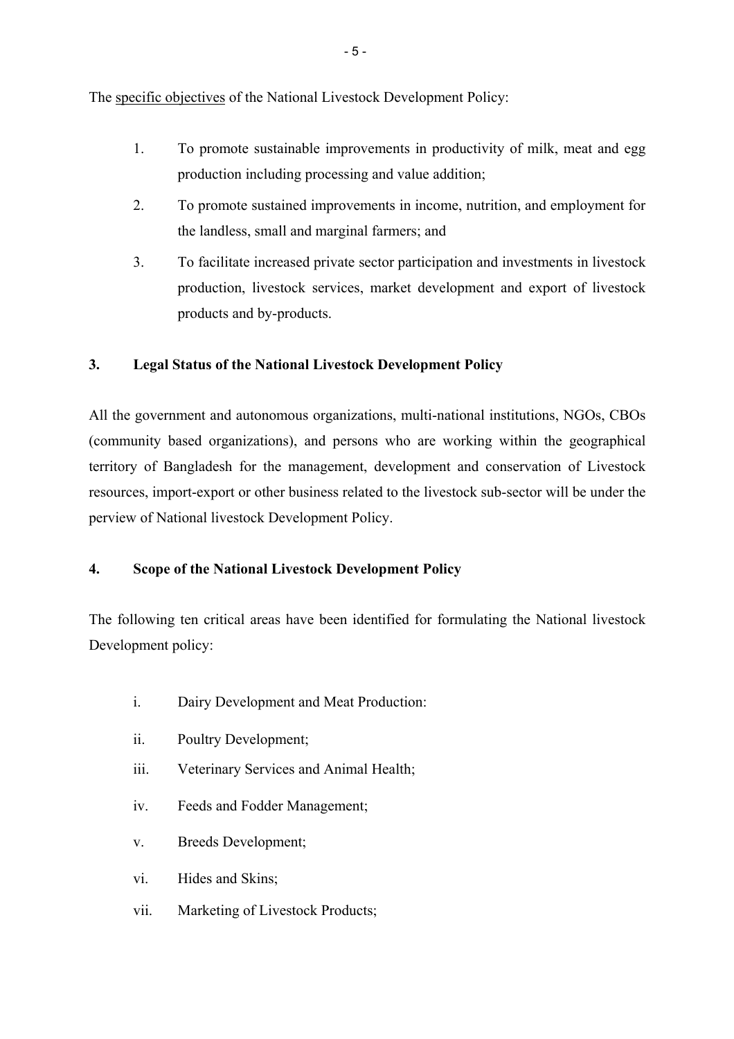The specific objectives of the National Livestock Development Policy:

1. To promote sustainable improvements in productivity of milk, meat and egg production including processing and value addition;
2. To promote sustained improvements in income, nutrition, and employment for the landless, small and marginal farmers; and
3. To facilitate increased private sector participation and investments in livestock production, livestock services, market development and export of livestock products and by-products.

## 3. Legal Status of the National Livestock Development Policy

All the government and autonomous organizations, multi-national institutions, NGOs, CBOs (community based organizations), and persons who are working within the geographical territory of Bangladesh for the management, development and conservation of Livestock resources, import-export or other business related to the livestock sub-sector will be under the perview of National livestock Development Policy.

## 4. Scope of the National Livestock Development Policy

The following ten critical areas have been identified for formulating the National livestock Development policy:

i. Dairy Development and Meat Production:

ii. Poultry Development;

iii. Veterinary Services and Animal Health;

iv. Feeds and Fodder Management;

v. Breeds Development;

vi. Hides and Skins;

vii. Marketing of Livestock Products;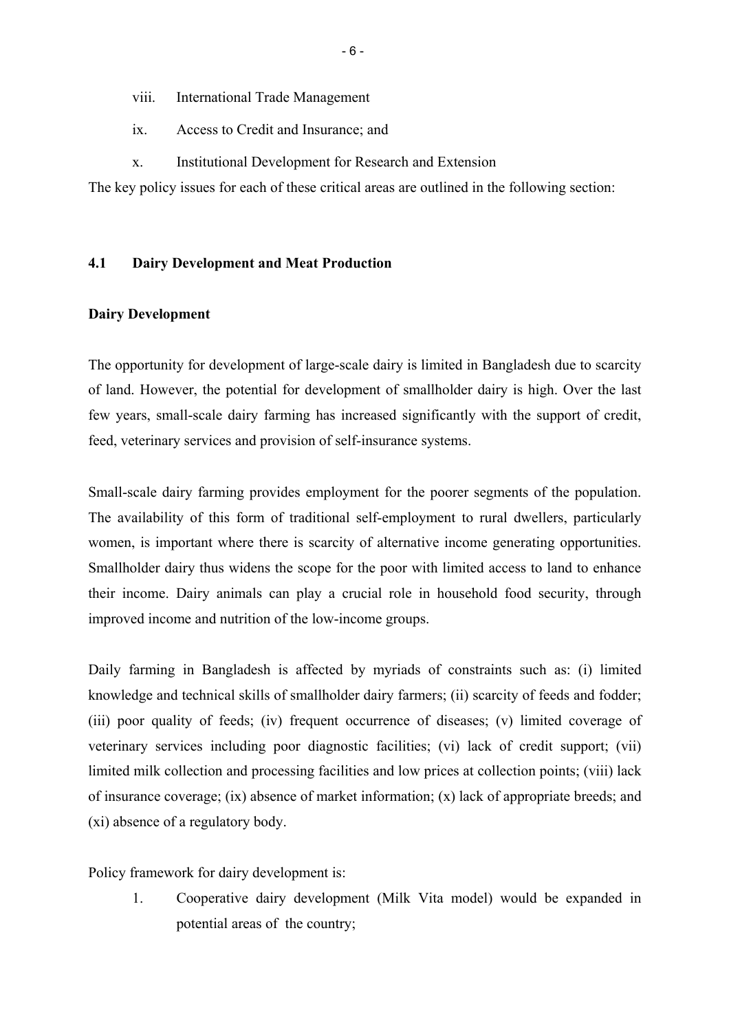viii. International Trade Management

ix. Access to Credit and Insurance; and

x. Institutional Development for Research and Extension

The key policy issues for each of these critical areas are outlined in the following section:

## 4.1 Dairy Development and Meat Production

### Dairy Development

The opportunity for development of large-scale dairy is limited in Bangladesh due to scarcity of land. However, the potential for development of smallholder dairy is high. Over the last few years, small-scale dairy farming has increased significantly with the support of credit, feed, veterinary services and provision of self-insurance systems.

Small-scale dairy farming provides employment for the poorer segments of the population. The availability of this form of traditional self-employment to rural dwellers, particularly women, is important where there is scarcity of alternative income generating opportunities. Smallholder dairy thus widens the scope for the poor with limited access to land to enhance their income. Dairy animals can play a crucial role in household food security, through improved income and nutrition of the low-income groups.

Daily farming in Bangladesh is affected by myriads of constraints such as: (i) limited knowledge and technical skills of smallholder dairy farmers; (ii) scarcity of feeds and fodder; (iii) poor quality of feeds; (iv) frequent occurrence of diseases; (v) limited coverage of veterinary services including poor diagnostic facilities; (vi) lack of credit support; (vii) limited milk collection and processing facilities and low prices at collection points; (viii) lack of insurance coverage; (ix) absence of market information; (x) lack of appropriate breeds; and (xi) absence of a regulatory body.

Policy framework for dairy development is:

1. Cooperative dairy development (Milk Vita model) would be expanded in potential areas of the country;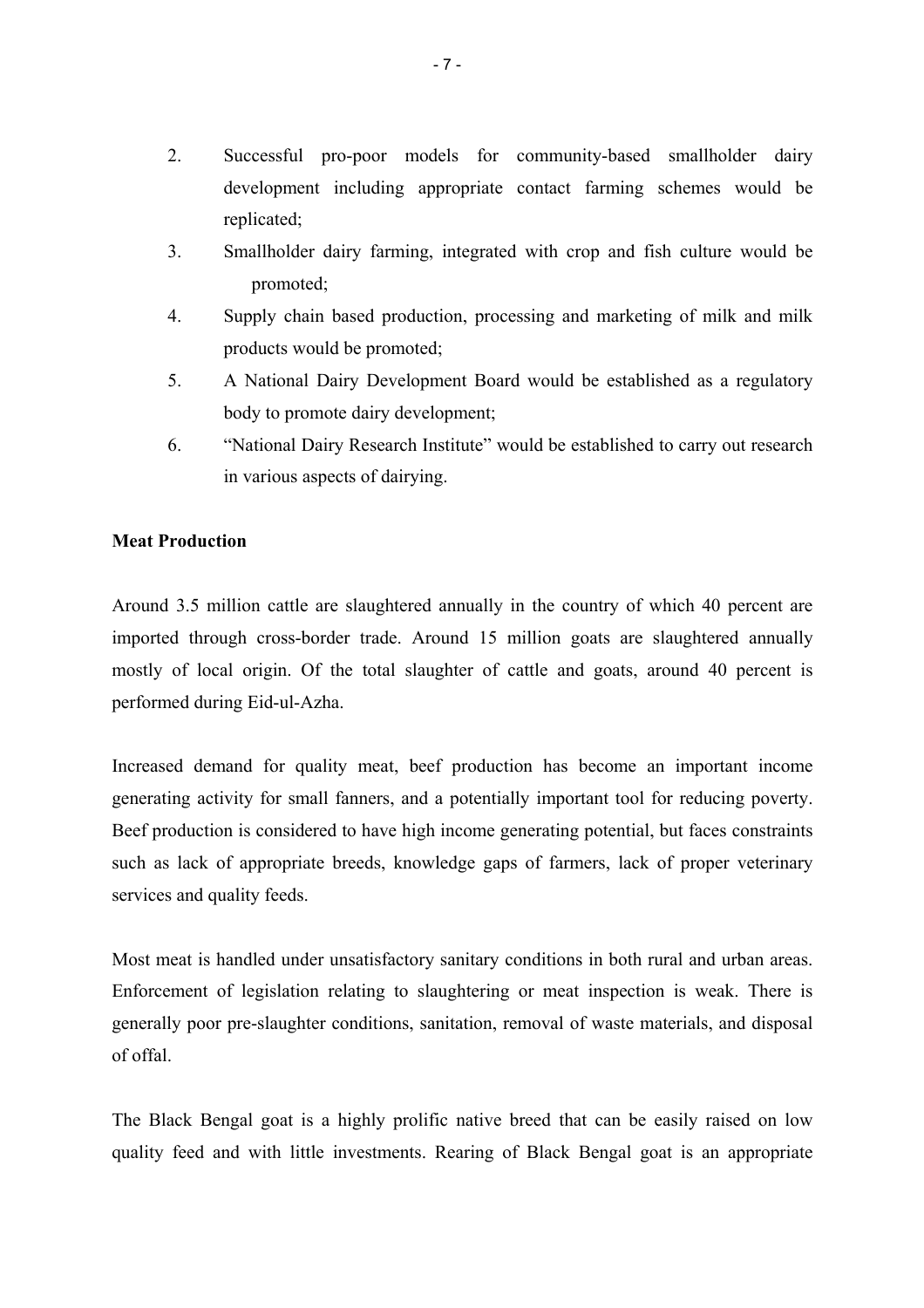2. Successful pro-poor models for community-based smallholder dairy development including appropriate contact farming schemes would be replicated;
3. Smallholder dairy farming, integrated with crop and fish culture would be promoted;
4. Supply chain based production, processing and marketing of milk and milk products would be promoted;
5. A National Dairy Development Board would be established as a regulatory body to promote dairy development;
6. "National Dairy Research Institute" would be established to carry out research in various aspects of dairying.

**Meat Production**

Around 3.5 million cattle are slaughtered annually in the country of which 40 percent are imported through cross-border trade. Around 15 million goats are slaughtered annually mostly of local origin. Of the total slaughter of cattle and goats, around 40 percent is performed during Eid-ul-Azha.

Increased demand for quality meat, beef production has become an important income generating activity for small fanners, and a potentially important tool for reducing poverty. Beef production is considered to have high income generating potential, but faces constraints such as lack of appropriate breeds, knowledge gaps of farmers, lack of proper veterinary services and quality feeds.

Most meat is handled under unsatisfactory sanitary conditions in both rural and urban areas. Enforcement of legislation relating to slaughtering or meat inspection is weak. There is generally poor pre-slaughter conditions, sanitation, removal of waste materials, and disposal of offal.

The Black Bengal goat is a highly prolific native breed that can be easily raised on low quality feed and with little investments. Rearing of Black Bengal goat is an appropriate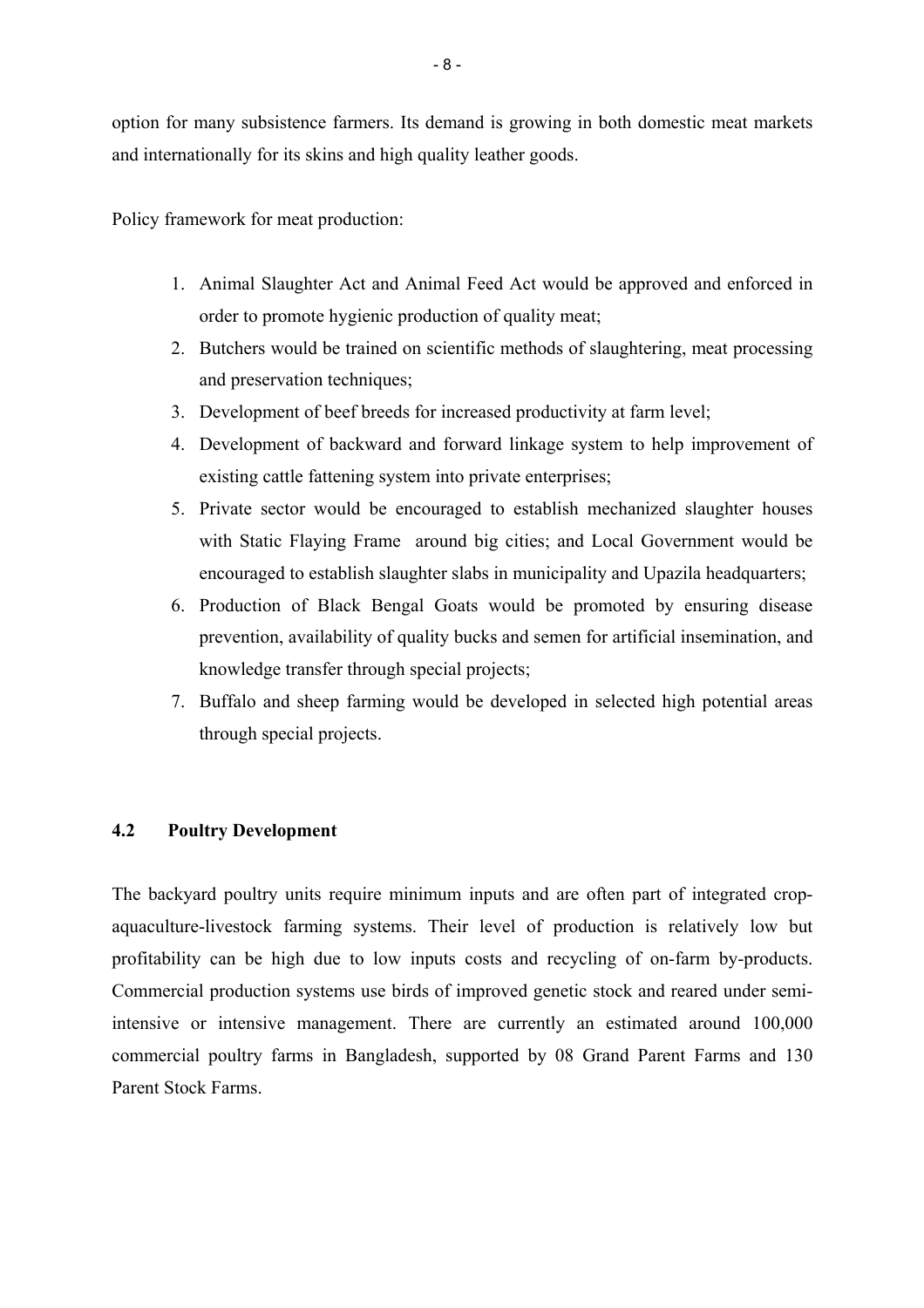option for many subsistence farmers. Its demand is growing in both domestic meat markets and internationally for its skins and high quality leather goods.

Policy framework for meat production:

1. Animal Slaughter Act and Animal Feed Act would be approved and enforced in order to promote hygienic production of quality meat;
2. Butchers would be trained on scientific methods of slaughtering, meat processing and preservation techniques;
3. Development of beef breeds for increased productivity at farm level;
4. Development of backward and forward linkage system to help improvement of existing cattle fattening system into private enterprises;
5. Private sector would be encouraged to establish mechanized slaughter houses with Static Flaying Frame around big cities; and Local Government would be encouraged to establish slaughter slabs in municipality and Upazila headquarters;
6. Production of Black Bengal Goats would be promoted by ensuring disease prevention, availability of quality bucks and semen for artificial insemination, and knowledge transfer through special projects;
7. Buffalo and sheep farming would be developed in selected high potential areas through special projects.

## 4.2 Poultry Development

The backyard poultry units require minimum inputs and are often part of integrated crop-aquaculture-livestock farming systems. Their level of production is relatively low but profitability can be high due to low inputs costs and recycling of on-farm by-products. Commercial production systems use birds of improved genetic stock and reared under semi-intensive or intensive management. There are currently an estimated around 100,000 commercial poultry farms in Bangladesh, supported by 08 Grand Parent Farms and 130 Parent Stock Farms.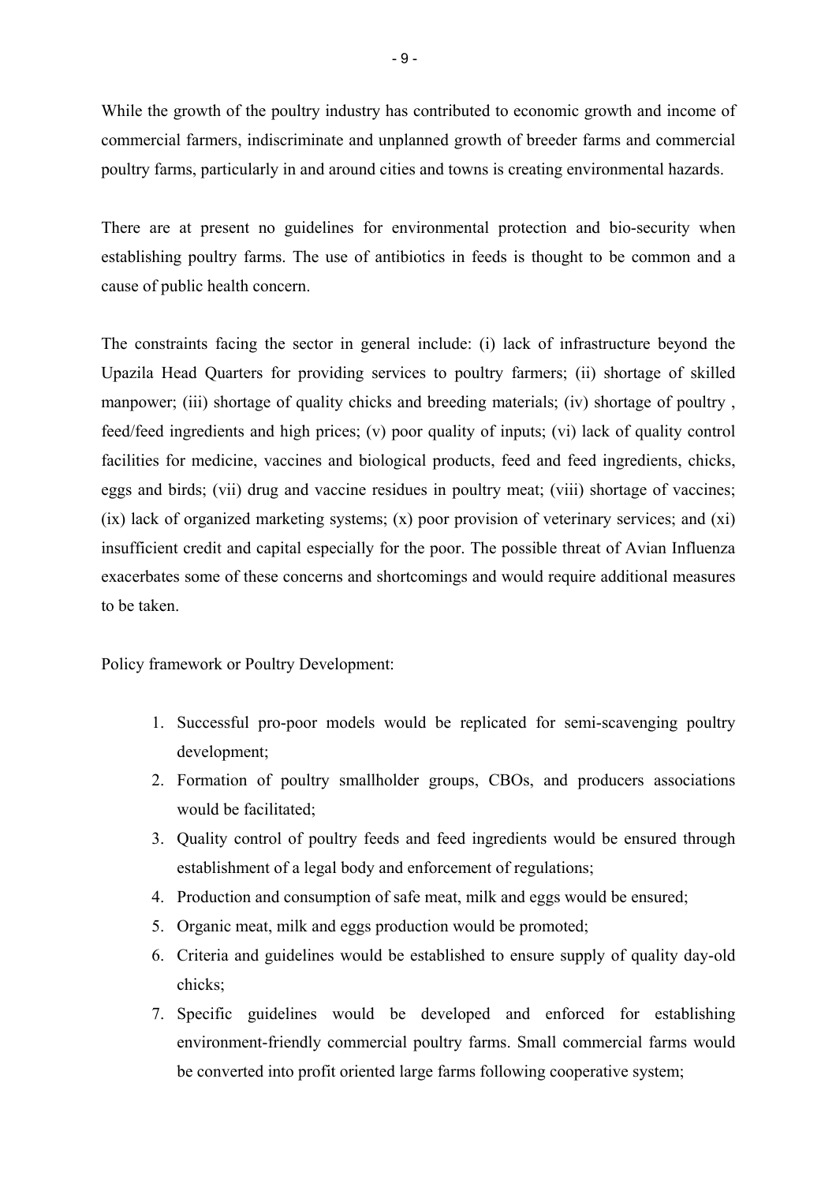While the growth of the poultry industry has contributed to economic growth and income of commercial farmers, indiscriminate and unplanned growth of breeder farms and commercial poultry farms, particularly in and around cities and towns is creating environmental hazards.

There are at present no guidelines for environmental protection and bio-security when establishing poultry farms. The use of antibiotics in feeds is thought to be common and a cause of public health concern.

The constraints facing the sector in general include: (i) lack of infrastructure beyond the Upazila Head Quarters for providing services to poultry farmers; (ii) shortage of skilled manpower; (iii) shortage of quality chicks and breeding materials; (iv) shortage of poultry , feed/feed ingredients and high prices; (v) poor quality of inputs; (vi) lack of quality control facilities for medicine, vaccines and biological products, feed and feed ingredients, chicks, eggs and birds; (vii) drug and vaccine residues in poultry meat; (viii) shortage of vaccines; (ix) lack of organized marketing systems; (x) poor provision of veterinary services; and (xi) insufficient credit and capital especially for the poor. The possible threat of Avian Influenza exacerbates some of these concerns and shortcomings and would require additional measures to be taken.

Policy framework or Poultry Development:

1. Successful pro-poor models would be replicated for semi-scavenging poultry development;
2. Formation of poultry smallholder groups, CBOs, and producers associations would be facilitated;
3. Quality control of poultry feeds and feed ingredients would be ensured through establishment of a legal body and enforcement of regulations;
4. Production and consumption of safe meat, milk and eggs would be ensured;
5. Organic meat, milk and eggs production would be promoted;
6. Criteria and guidelines would be established to ensure supply of quality day-old chicks;
7. Specific guidelines would be developed and enforced for establishing environment-friendly commercial poultry farms. Small commercial farms would be converted into profit oriented large farms following cooperative system;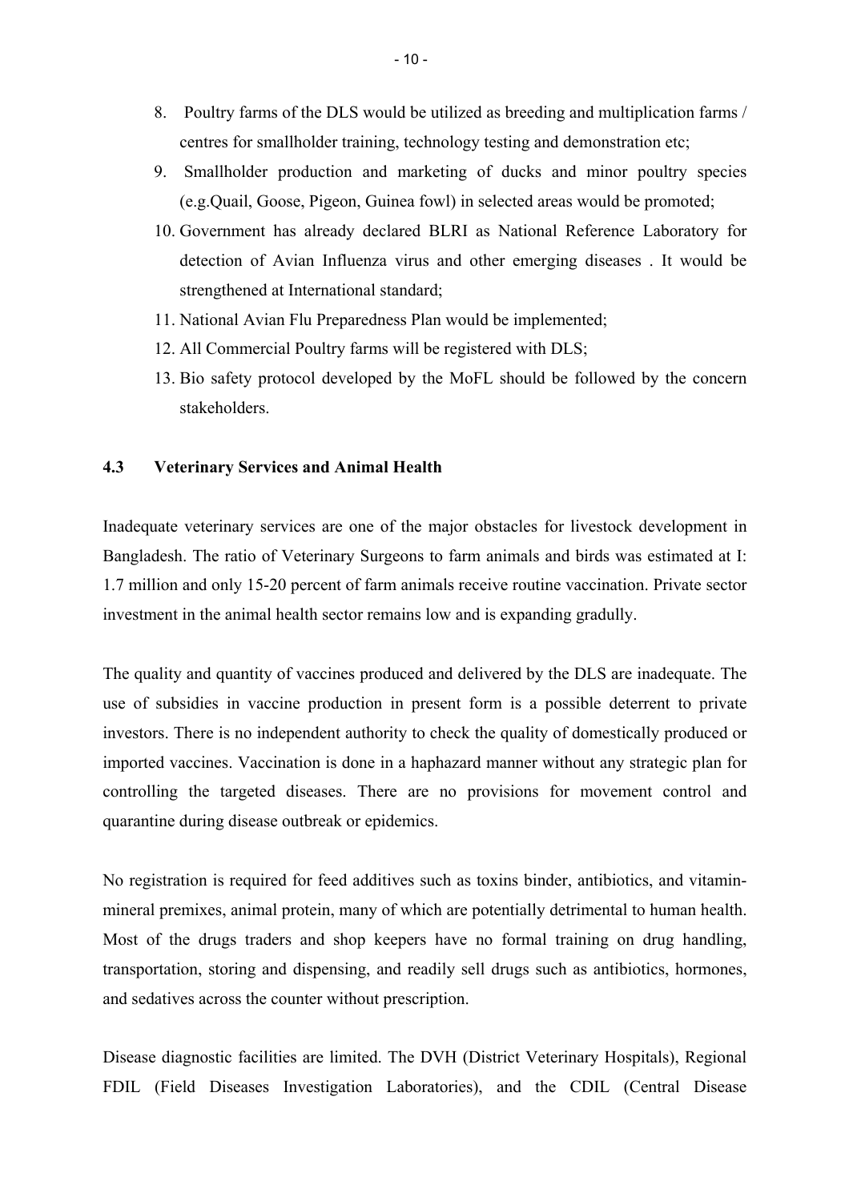8. Poultry farms of the DLS would be utilized as breeding and multiplication farms / centres for smallholder training, technology testing and demonstration etc;
9. Smallholder production and marketing of ducks and minor poultry species (e.g.Quail, Goose, Pigeon, Guinea fowl) in selected areas would be promoted;
10. Government has already declared BLRI as National Reference Laboratory for detection of Avian Influenza virus and other emerging diseases . It would be strengthened at International standard;
11. National Avian Flu Preparedness Plan would be implemented;
12. All Commercial Poultry farms will be registered with DLS;
13. Bio safety protocol developed by the MoFL should be followed by the concern stakeholders.

### 4.3 Veterinary Services and Animal Health

Inadequate veterinary services are one of the major obstacles for livestock development in Bangladesh. The ratio of Veterinary Surgeons to farm animals and birds was estimated at I: 1.7 million and only 15-20 percent of farm animals receive routine vaccination. Private sector investment in the animal health sector remains low and is expanding gradually.

The quality and quantity of vaccines produced and delivered by the DLS are inadequate. The use of subsidies in vaccine production in present form is a possible deterrent to private investors. There is no independent authority to check the quality of domestically produced or imported vaccines. Vaccination is done in a haphazard manner without any strategic plan for controlling the targeted diseases. There are no provisions for movement control and quarantine during disease outbreak or epidemics.

No registration is required for feed additives such as toxins binder, antibiotics, and vitamin-mineral premixes, animal protein, many of which are potentially detrimental to human health. Most of the drugs traders and shop keepers have no formal training on drug handling, transportation, storing and dispensing, and readily sell drugs such as antibiotics, hormones, and sedatives across the counter without prescription.

Disease diagnostic facilities are limited. The DVH (District Veterinary Hospitals), Regional FDIL (Field Diseases Investigation Laboratories), and the CDIL (Central Disease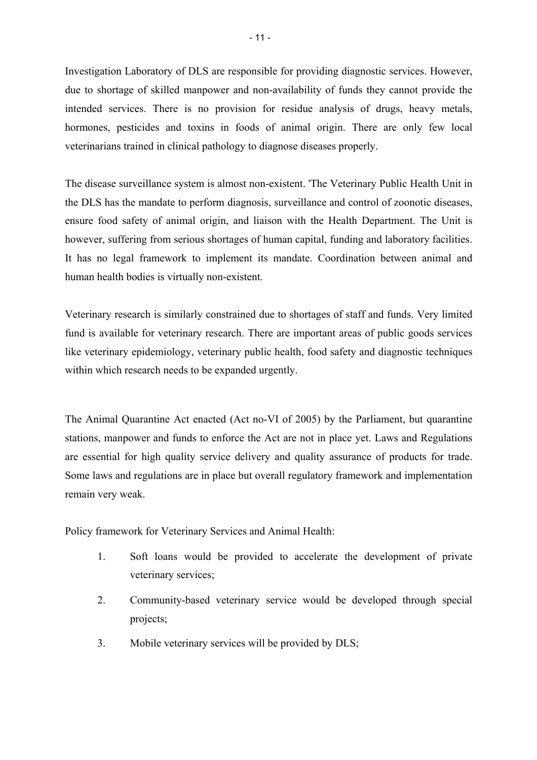Investigation Laboratory of DLS are responsible for providing diagnostic services. However, due to shortage of skilled manpower and non-availability of funds they cannot provide the intended services. There is no provision for residue analysis of drugs, heavy metals, hormones, pesticides and toxins in foods of animal origin. There are only few local veterinarians trained in clinical pathology to diagnose diseases properly.

The disease surveillance system is almost non-existent. 'The Veterinary Public Health Unit in the DLS has the mandate to perform diagnosis, surveillance and control of zoonotic diseases, ensure food safety of animal origin, and liaison with the Health Department. The Unit is however, suffering from serious shortages of human capital, funding and laboratory facilities. It has no legal framework to implement its mandate. Coordination between animal and human health bodies is virtually non-existent.

Veterinary research is similarly constrained due to shortages of staff and funds. Very limited fund is available for veterinary research. There are important areas of public goods services like veterinary epidemiology, veterinary public health, food safety and diagnostic techniques within which research needs to be expanded urgently.

The Animal Quarantine Act enacted (Act no-VI of 2005) by the Parliament, but quarantine stations, manpower and funds to enforce the Act are not in place yet. Laws and Regulations are essential for high quality service delivery and quality assurance of products for trade. Some laws and regulations are in place but overall regulatory framework and implementation remain very weak.

Policy framework for Veterinary Services and Animal Health:

1. Soft loans would be provided to accelerate the development of private veterinary services;
2. Community-based veterinary service would be developed through special projects;
3. Mobile veterinary services will be provided by DLS;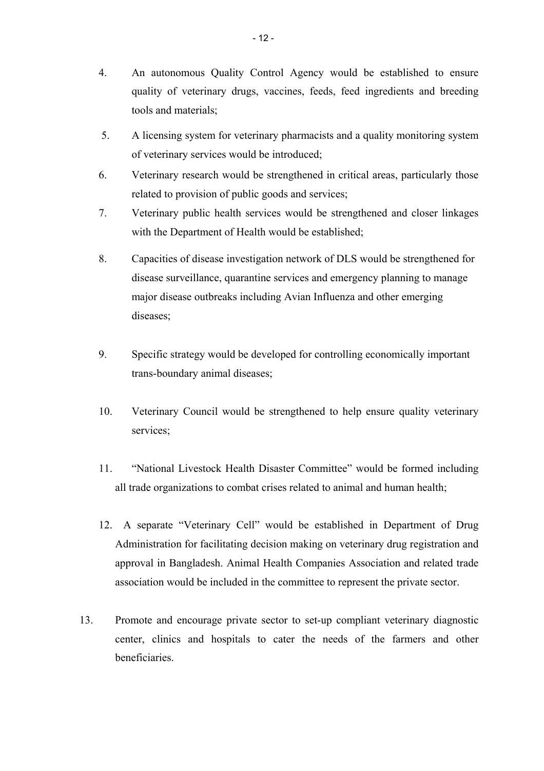4. An autonomous Quality Control Agency would be established to ensure quality of veterinary drugs, vaccines, feeds, feed ingredients and breeding tools and materials;

5. A licensing system for veterinary pharmacists and a quality monitoring system of veterinary services would be introduced;

6. Veterinary research would be strengthened in critical areas, particularly those related to provision of public goods and services;

7. Veterinary public health services would be strengthened and closer linkages with the Department of Health would be established;

8. Capacities of disease investigation network of DLS would be strengthened for disease surveillance, quarantine services and emergency planning to manage major disease outbreaks including Avian Influenza and other emerging diseases;

9. Specific strategy would be developed for controlling economically important trans-boundary animal diseases;

10. Veterinary Council would be strengthened to help ensure quality veterinary services;

11. "National Livestock Health Disaster Committee" would be formed including all trade organizations to combat crises related to animal and human health;

12. A separate "Veterinary Cell" would be established in Department of Drug Administration for facilitating decision making on veterinary drug registration and approval in Bangladesh. Animal Health Companies Association and related trade association would be included in the committee to represent the private sector.

13. Promote and encourage private sector to set-up compliant veterinary diagnostic center, clinics and hospitals to cater the needs of the farmers and other beneficiaries.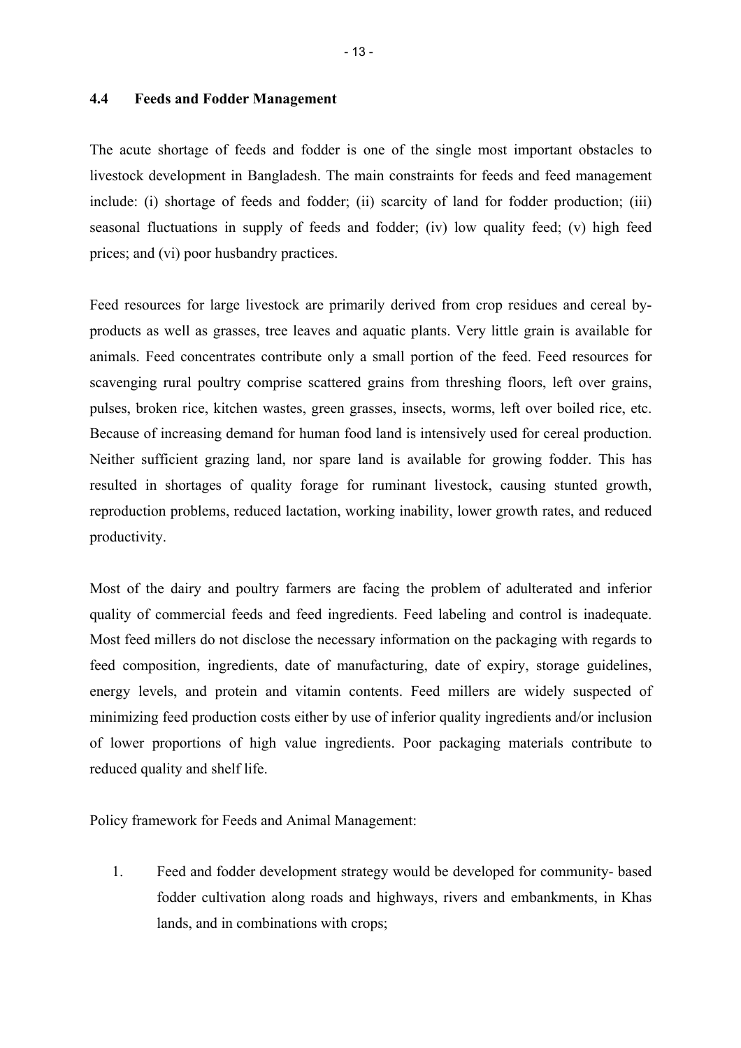## 4.4 Feeds and Fodder Management

The acute shortage of feeds and fodder is one of the single most important obstacles to livestock development in Bangladesh. The main constraints for feeds and feed management include: (i) shortage of feeds and fodder; (ii) scarcity of land for fodder production; (iii) seasonal fluctuations in supply of feeds and fodder; (iv) low quality feed; (v) high feed prices; and (vi) poor husbandry practices.

Feed resources for large livestock are primarily derived from crop residues and cereal by-products as well as grasses, tree leaves and aquatic plants. Very little grain is available for animals. Feed concentrates contribute only a small portion of the feed. Feed resources for scavenging rural poultry comprise scattered grains from threshing floors, left over grains, pulses, broken rice, kitchen wastes, green grasses, insects, worms, left over boiled rice, etc. Because of increasing demand for human food land is intensively used for cereal production. Neither sufficient grazing land, nor spare land is available for growing fodder. This has resulted in shortages of quality forage for ruminant livestock, causing stunted growth, reproduction problems, reduced lactation, working inability, lower growth rates, and reduced productivity.

Most of the dairy and poultry farmers are facing the problem of adulterated and inferior quality of commercial feeds and feed ingredients. Feed labeling and control is inadequate. Most feed millers do not disclose the necessary information on the packaging with regards to feed composition, ingredients, date of manufacturing, date of expiry, storage guidelines, energy levels, and protein and vitamin contents. Feed millers are widely suspected of minimizing feed production costs either by use of inferior quality ingredients and/or inclusion of lower proportions of high value ingredients. Poor packaging materials contribute to reduced quality and shelf life.

Policy framework for Feeds and Animal Management:

1. Feed and fodder development strategy would be developed for community- based fodder cultivation along roads and highways, rivers and embankments, in Khas lands, and in combinations with crops;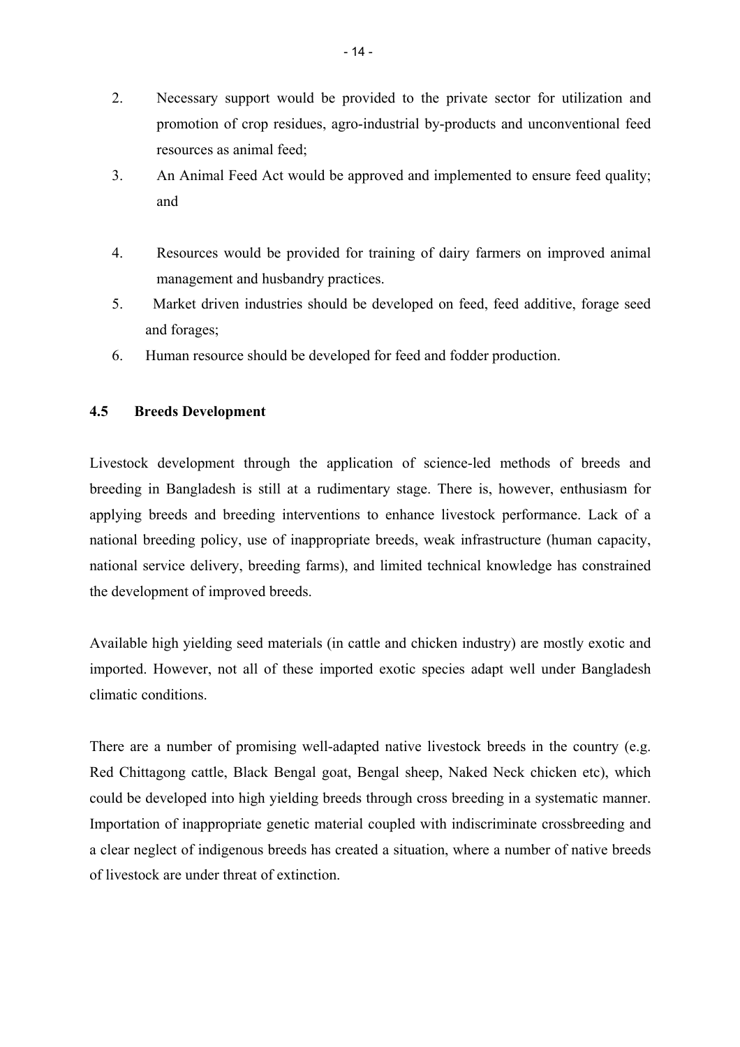2. Necessary support would be provided to the private sector for utilization and promotion of crop residues, agro-industrial by-products and unconventional feed resources as animal feed;
3. An Animal Feed Act would be approved and implemented to ensure feed quality; and
4. Resources would be provided for training of dairy farmers on improved animal management and husbandry practices.
5. Market driven industries should be developed on feed, feed additive, forage seed and forages;
6. Human resource should be developed for feed and fodder production.

### 4.5 Breeds Development

Livestock development through the application of science-led methods of breeds and breeding in Bangladesh is still at a rudimentary stage. There is, however, enthusiasm for applying breeds and breeding interventions to enhance livestock performance. Lack of a national breeding policy, use of inappropriate breeds, weak infrastructure (human capacity, national service delivery, breeding farms), and limited technical knowledge has constrained the development of improved breeds.

Available high yielding seed materials (in cattle and chicken industry) are mostly exotic and imported. However, not all of these imported exotic species adapt well under Bangladesh climatic conditions.

There are a number of promising well-adapted native livestock breeds in the country (e.g. Red Chittagong cattle, Black Bengal goat, Bengal sheep, Naked Neck chicken etc), which could be developed into high yielding breeds through cross breeding in a systematic manner. Importation of inappropriate genetic material coupled with indiscriminate crossbreeding and a clear neglect of indigenous breeds has created a situation, where a number of native breeds of livestock are under threat of extinction.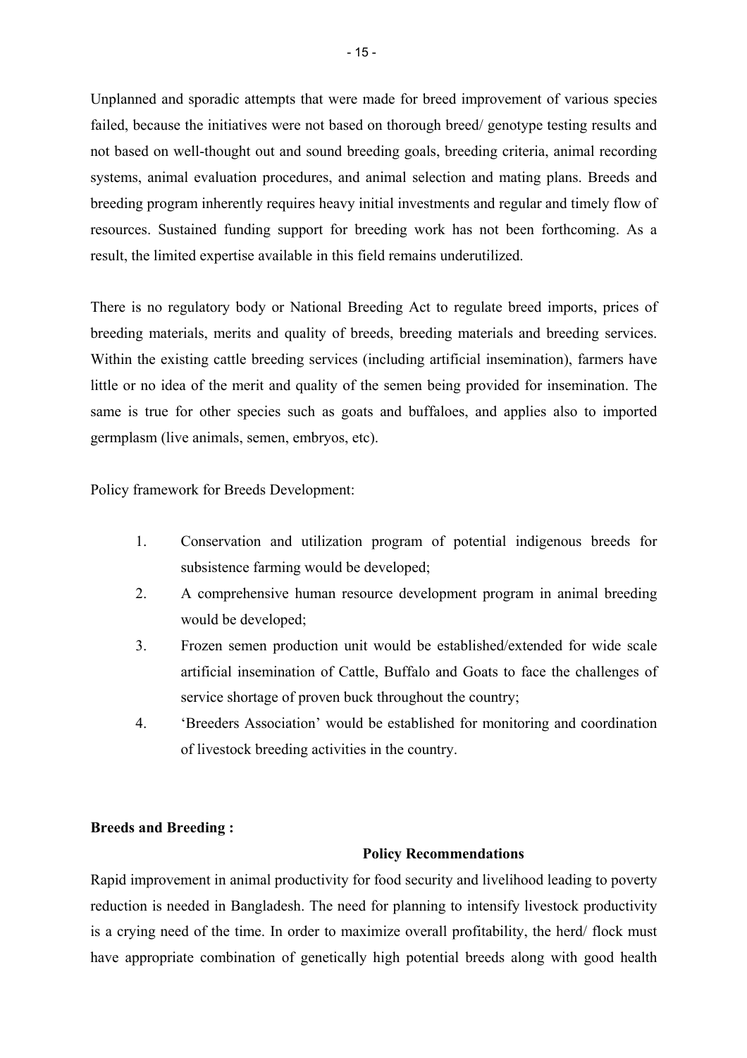Unplanned and sporadic attempts that were made for breed improvement of various species failed, because the initiatives were not based on thorough breed/ genotype testing results and not based on well-thought out and sound breeding goals, breeding criteria, animal recording systems, animal evaluation procedures, and animal selection and mating plans. Breeds and breeding program inherently requires heavy initial investments and regular and timely flow of resources. Sustained funding support for breeding work has not been forthcoming. As a result, the limited expertise available in this field remains underutilized.

There is no regulatory body or National Breeding Act to regulate breed imports, prices of breeding materials, merits and quality of breeds, breeding materials and breeding services. Within the existing cattle breeding services (including artificial insemination), farmers have little or no idea of the merit and quality of the semen being provided for insemination. The same is true for other species such as goats and buffaloes, and applies also to imported germplasm (live animals, semen, embryos, etc).

Policy framework for Breeds Development:

1. Conservation and utilization program of potential indigenous breeds for subsistence farming would be developed;
2. A comprehensive human resource development program in animal breeding would be developed;
3. Frozen semen production unit would be established/extended for wide scale artificial insemination of Cattle, Buffalo and Goats to face the challenges of service shortage of proven buck throughout the country;
4. 'Breeders Association' would be established for monitoring and coordination of livestock breeding activities in the country.

**Breeds and Breeding :**

**Policy Recommendations**

Rapid improvement in animal productivity for food security and livelihood leading to poverty reduction is needed in Bangladesh. The need for planning to intensify livestock productivity is a crying need of the time. In order to maximize overall profitability, the herd/ flock must have appropriate combination of genetically high potential breeds along with good health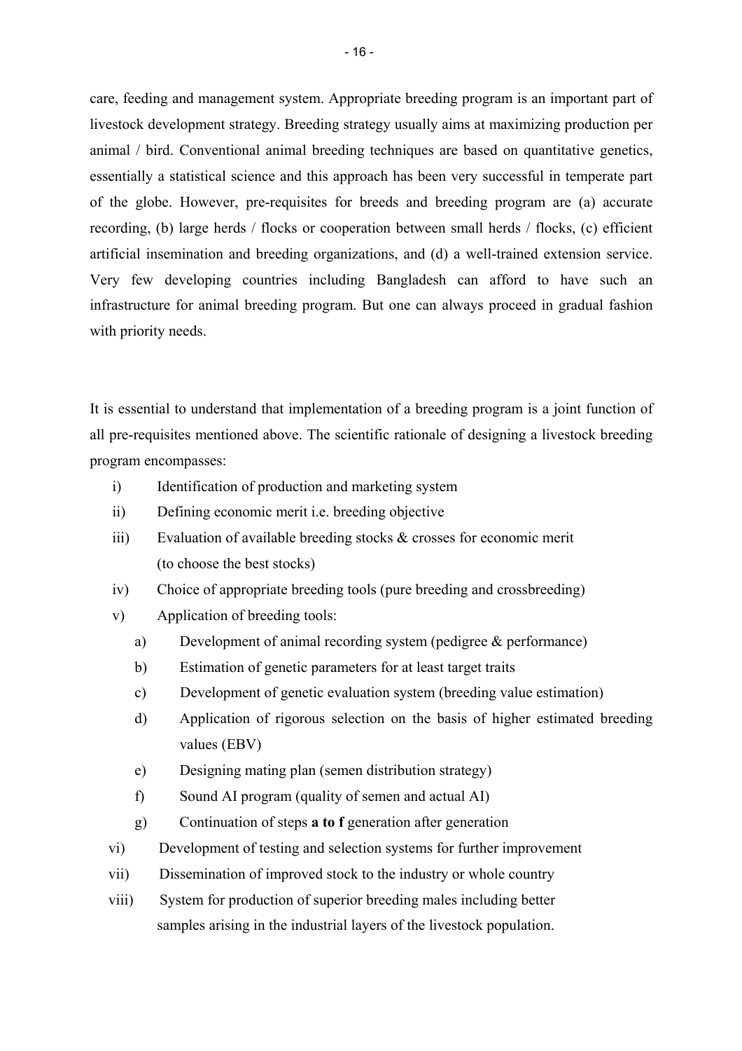care, feeding and management system. Appropriate breeding program is an important part of livestock development strategy. Breeding strategy usually aims at maximizing production per animal / bird. Conventional animal breeding techniques are based on quantitative genetics, essentially a statistical science and this approach has been very successful in temperate part of the globe. However, pre-requisites for breeds and breeding program are (a) accurate recording, (b) large herds / flocks or cooperation between small herds / flocks, (c) efficient artificial insemination and breeding organizations, and (d) a well-trained extension service. Very few developing countries including Bangladesh can afford to have such an infrastructure for animal breeding program. But one can always proceed in gradual fashion with priority needs.

It is essential to understand that implementation of a breeding program is a joint function of all pre-requisites mentioned above. The scientific rationale of designing a livestock breeding program encompasses:

i) Identification of production and marketing system
ii) Defining economic merit i.e. breeding objective
iii) Evaluation of available breeding stocks & crosses for economic merit (to choose the best stocks)
iv) Choice of appropriate breeding tools (pure breeding and crossbreeding)
v) Application of breeding tools:
   a) Development of animal recording system (pedigree & performance)
   b) Estimation of genetic parameters for at least target traits
   c) Development of genetic evaluation system (breeding value estimation)
   d) Application of rigorous selection on the basis of higher estimated breeding values (EBV)
   e) Designing mating plan (semen distribution strategy)
   f) Sound AI program (quality of semen and actual AI)
   g) Continuation of steps **a to f** generation after generation
vi) Development of testing and selection systems for further improvement
vii) Dissemination of improved stock to the industry or whole country
viii) System for production of superior breeding males including better samples arising in the industrial layers of the livestock population.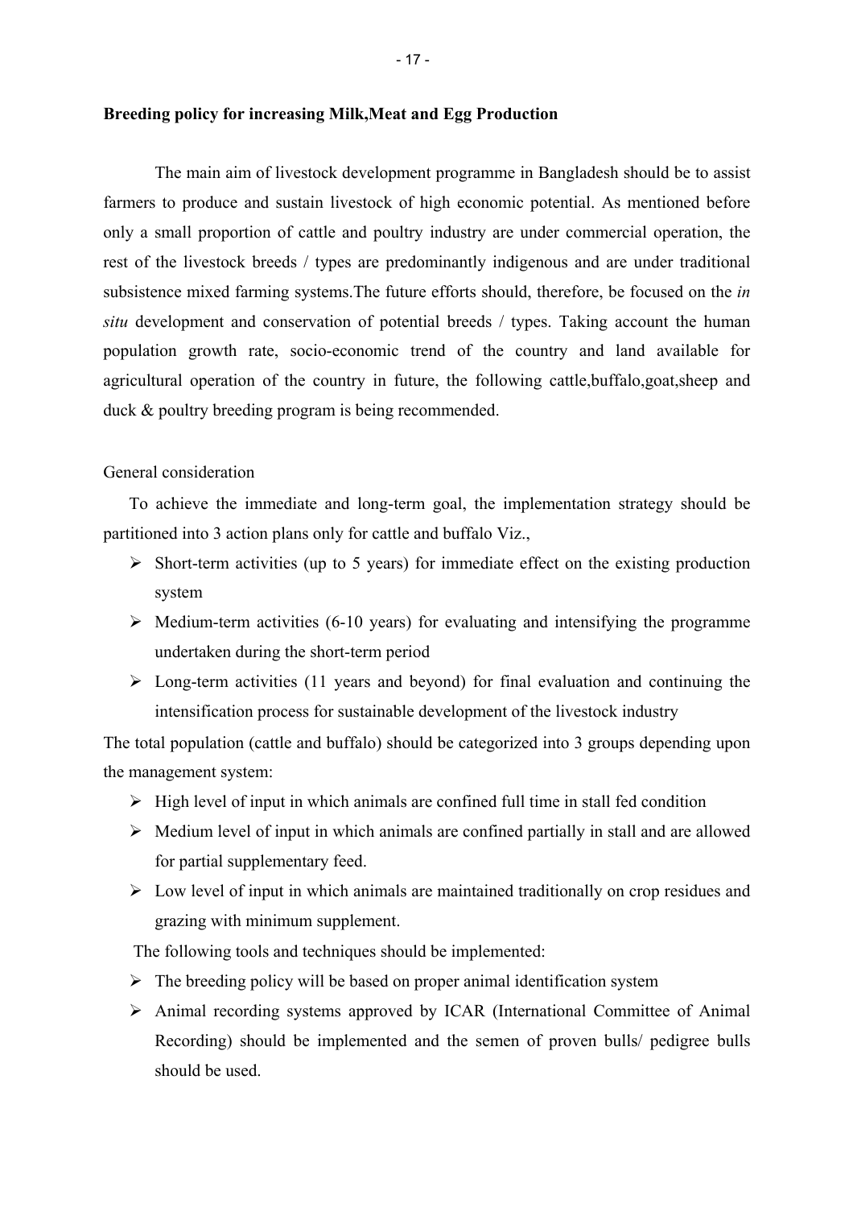**Breeding policy for increasing Milk,Meat and Egg Production**

The main aim of livestock development programme in Bangladesh should be to assist farmers to produce and sustain livestock of high economic potential. As mentioned before only a small proportion of cattle and poultry industry are under commercial operation, the rest of the livestock breeds / types are predominantly indigenous and are under traditional subsistence mixed farming systems.The future efforts should, therefore, be focused on the *in situ* development and conservation of potential breeds / types. Taking account the human population growth rate, socio-economic trend of the country and land available for agricultural operation of the country in future, the following cattle,buffalo,goat,sheep and duck & poultry breeding program is being recommended.

General consideration

To achieve the immediate and long-term goal, the implementation strategy should be partitioned into 3 action plans only for cattle and buffalo Viz.,

- Short-term activities (up to 5 years) for immediate effect on the existing production system
- Medium-term activities (6-10 years) for evaluating and intensifying the programme undertaken during the short-term period
- Long-term activities (11 years and beyond) for final evaluation and continuing the intensification process for sustainable development of the livestock industry

The total population (cattle and buffalo) should be categorized into 3 groups depending upon the management system:

- High level of input in which animals are confined full time in stall fed condition
- Medium level of input in which animals are confined partially in stall and are allowed for partial supplementary feed.
- Low level of input in which animals are maintained traditionally on crop residues and grazing with minimum supplement.

The following tools and techniques should be implemented:

- The breeding policy will be based on proper animal identification system
- Animal recording systems approved by ICAR (International Committee of Animal Recording) should be implemented and the semen of proven bulls/ pedigree bulls should be used.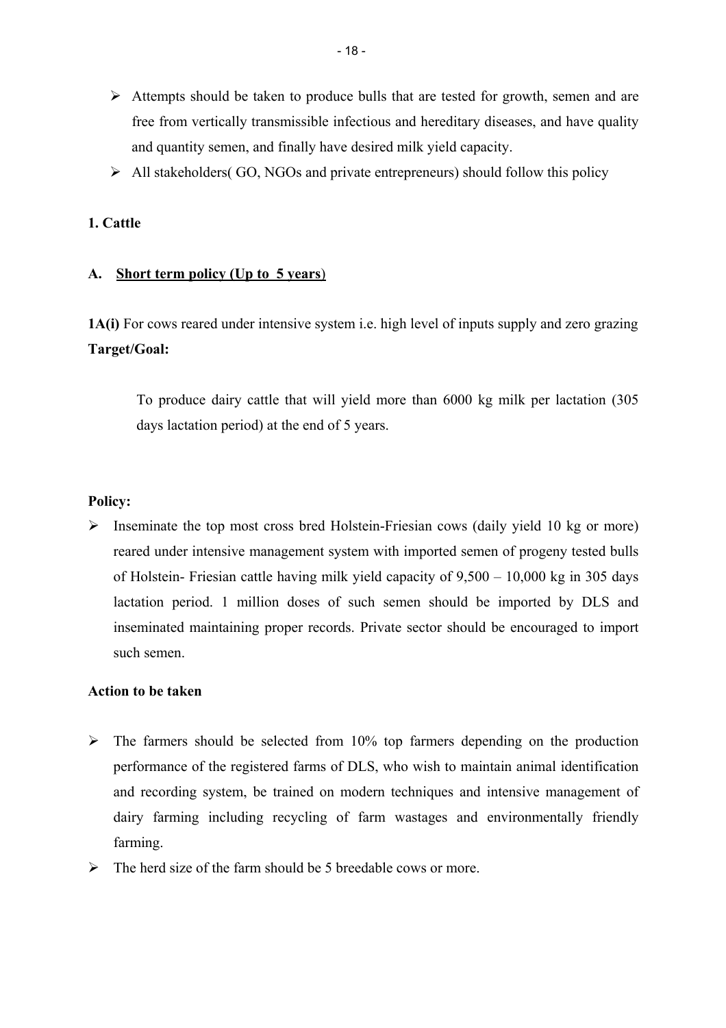- Attempts should be taken to produce bulls that are tested for growth, semen and are free from vertically transmissible infectious and hereditary diseases, and have quality and quantity semen, and finally have desired milk yield capacity.
- All stakeholders( GO, NGOs and private entrepreneurs) should follow this policy

**1. Cattle**

**A. <u>Short term policy (Up to 5 years</u>)**

**1A(i)** For cows reared under intensive system i.e. high level of inputs supply and zero grazing

**Target/Goal:**

> To produce dairy cattle that will yield more than 6000 kg milk per lactation (305 days lactation period) at the end of 5 years.

**Policy:**

- Inseminate the top most cross bred Holstein-Friesian cows (daily yield 10 kg or more) reared under intensive management system with imported semen of progeny tested bulls of Holstein- Friesian cattle having milk yield capacity of 9,500 – 10,000 kg in 305 days lactation period. 1 million doses of such semen should be imported by DLS and inseminated maintaining proper records. Private sector should be encouraged to import such semen.

**Action to be taken**

- The farmers should be selected from 10% top farmers depending on the production performance of the registered farms of DLS, who wish to maintain animal identification and recording system, be trained on modern techniques and intensive management of dairy farming including recycling of farm wastages and environmentally friendly farming.
- The herd size of the farm should be 5 breedable cows or more.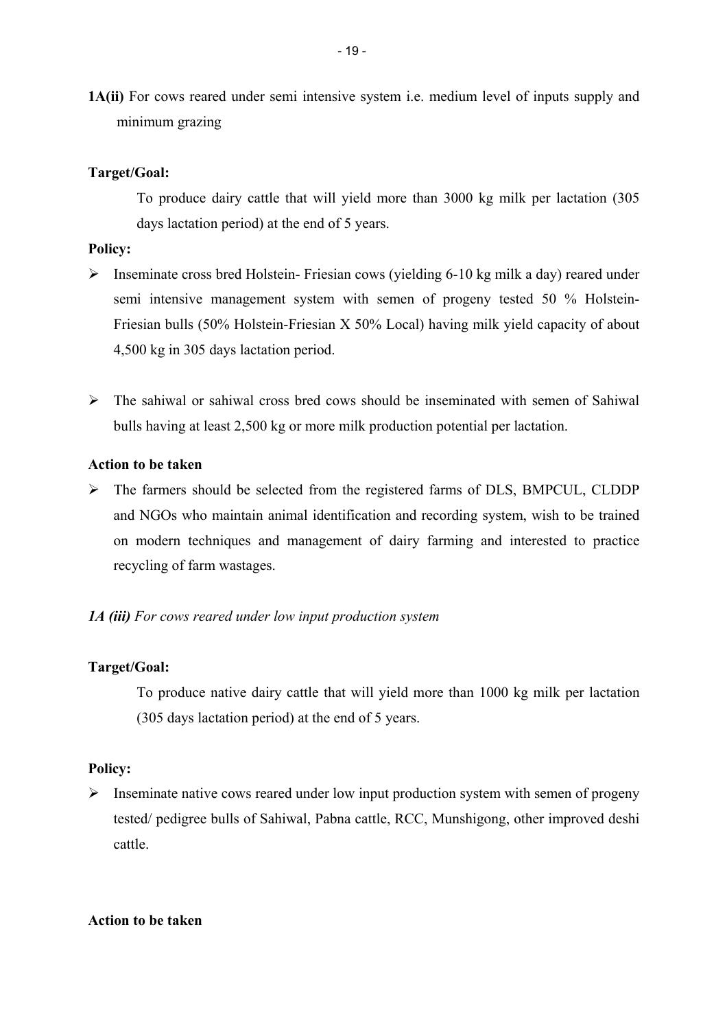**1A(ii)** For cows reared under semi intensive system i.e. medium level of inputs supply and minimum grazing

**Target/Goal:**

To produce dairy cattle that will yield more than 3000 kg milk per lactation (305 days lactation period) at the end of 5 years.

**Policy:**

- Inseminate cross bred Holstein- Friesian cows (yielding 6-10 kg milk a day) reared under semi intensive management system with semen of progeny tested 50 % Holstein-Friesian bulls (50% Holstein-Friesian X 50% Local) having milk yield capacity of about 4,500 kg in 305 days lactation period.

- The sahiwal or sahiwal cross bred cows should be inseminated with semen of Sahiwal bulls having at least 2,500 kg or more milk production potential per lactation.

**Action to be taken**

- The farmers should be selected from the registered farms of DLS, BMPCUL, CLDDP and NGOs who maintain animal identification and recording system, wish to be trained on modern techniques and management of dairy farming and interested to practice recycling of farm wastages.

***1A (iii)*** *For cows reared under low input production system*

**Target/Goal:**

To produce native dairy cattle that will yield more than 1000 kg milk per lactation (305 days lactation period) at the end of 5 years.

**Policy:**

- Inseminate native cows reared under low input production system with semen of progeny tested/ pedigree bulls of Sahiwal, Pabna cattle, RCC, Munshigong, other improved deshi cattle.

**Action to be taken**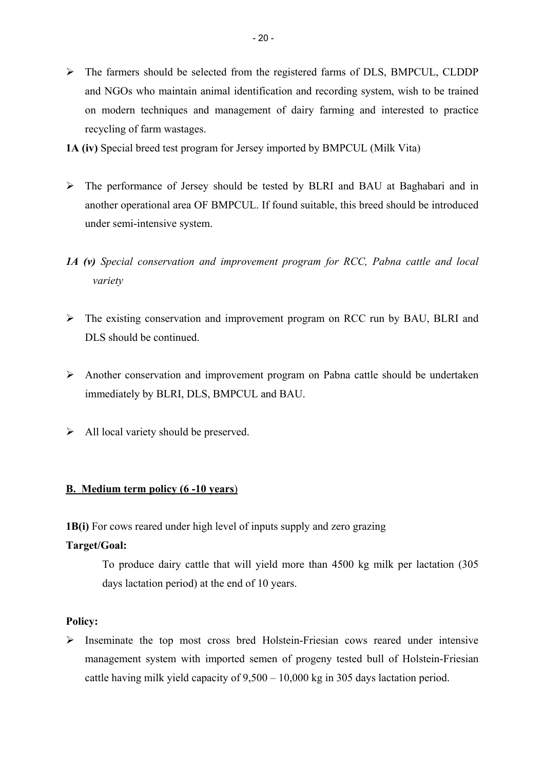- The farmers should be selected from the registered farms of DLS, BMPCUL, CLDDP and NGOs who maintain animal identification and recording system, wish to be trained on modern techniques and management of dairy farming and interested to practice recycling of farm wastages.

**1A (iv)** Special breed test program for Jersey imported by BMPCUL (Milk Vita)

- The performance of Jersey should be tested by BLRI and BAU at Baghabari and in another operational area OF BMPCUL. If found suitable, this breed should be introduced under semi-intensive system.

***1A (v)*** *Special conservation and improvement program for RCC, Pabna cattle and local variety*

- The existing conservation and improvement program on RCC run by BAU, BLRI and DLS should be continued.

- Another conservation and improvement program on Pabna cattle should be undertaken immediately by BLRI, DLS, BMPCUL and BAU.

- All local variety should be preserved.

**B. Medium term policy (6 -10 years)**

**1B(i)** For cows reared under high level of inputs supply and zero grazing

**Target/Goal:**

To produce dairy cattle that will yield more than 4500 kg milk per lactation (305 days lactation period) at the end of 10 years.

**Policy:**

- Inseminate the top most cross bred Holstein-Friesian cows reared under intensive management system with imported semen of progeny tested bull of Holstein-Friesian cattle having milk yield capacity of 9,500 – 10,000 kg in 305 days lactation period.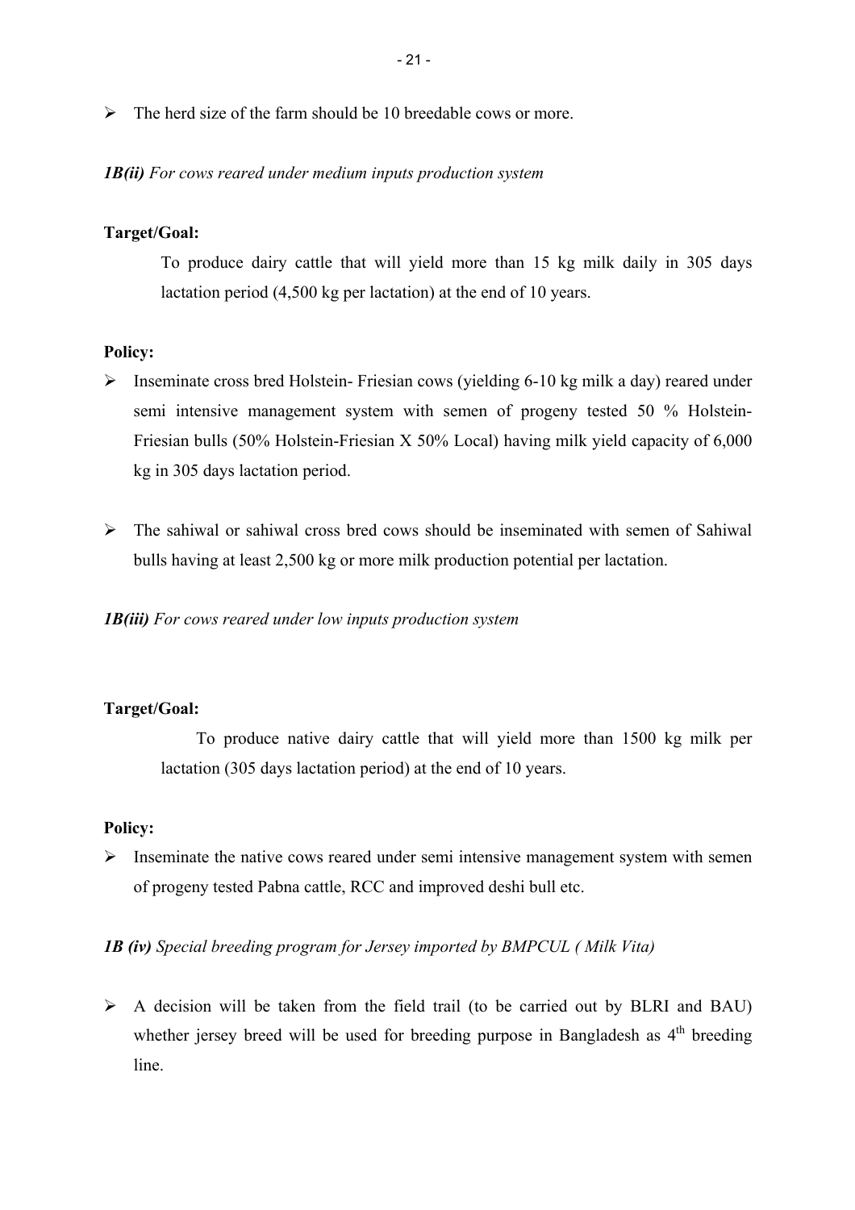- The herd size of the farm should be 10 breedable cows or more.

***1B(ii)*** *For cows reared under medium inputs production system*

**Target/Goal:**

To produce dairy cattle that will yield more than 15 kg milk daily in 305 days lactation period (4,500 kg per lactation) at the end of 10 years.

**Policy:**

- Inseminate cross bred Holstein- Friesian cows (yielding 6-10 kg milk a day) reared under semi intensive management system with semen of progeny tested 50 % Holstein-Friesian bulls (50% Holstein-Friesian X 50% Local) having milk yield capacity of 6,000 kg in 305 days lactation period.

- The sahiwal or sahiwal cross bred cows should be inseminated with semen of Sahiwal bulls having at least 2,500 kg or more milk production potential per lactation.

***1B(iii)*** *For cows reared under low inputs production system*

**Target/Goal:**

To produce native dairy cattle that will yield more than 1500 kg milk per lactation (305 days lactation period) at the end of 10 years.

**Policy:**

- Inseminate the native cows reared under semi intensive management system with semen of progeny tested Pabna cattle, RCC and improved deshi bull etc.

***1B (iv)*** *Special breeding program for Jersey imported by BMPCUL ( Milk Vita)*

- A decision will be taken from the field trail (to be carried out by BLRI and BAU) whether jersey breed will be used for breeding purpose in Bangladesh as 4th breeding line.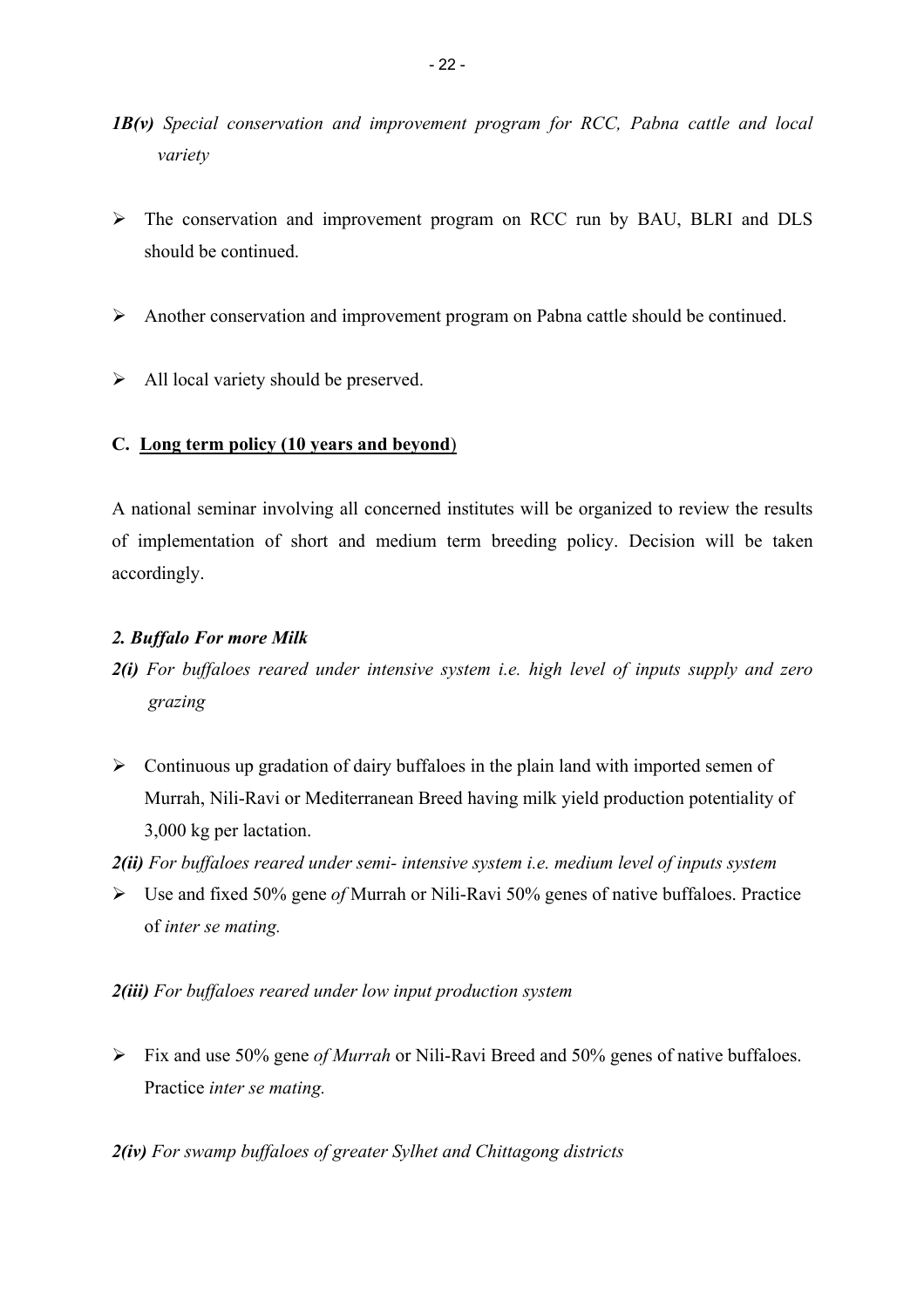***1B(v)** Special conservation and improvement program for RCC, Pabna cattle and local variety*

- The conservation and improvement program on RCC run by BAU, BLRI and DLS should be continued.

- Another conservation and improvement program on Pabna cattle should be continued.

- All local variety should be preserved.

**C. <u>Long term policy (10 years and beyond</u>)**

A national seminar involving all concerned institutes will be organized to review the results of implementation of short and medium term breeding policy. Decision will be taken accordingly.

***2. Buffalo For more Milk***

***2(i)** For buffaloes reared under intensive system i.e. high level of inputs supply and zero grazing*

- Continuous up gradation of dairy buffaloes in the plain land with imported semen of Murrah, Nili-Ravi or Mediterranean Breed having milk yield production potentiality of 3,000 kg per lactation.

***2(ii)** For buffaloes reared under semi- intensive system i.e. medium level of inputs system*

- Use and fixed 50% gene *of* Murrah or Nili-Ravi 50% genes of native buffaloes. Practice of *inter se mating.*

***2(iii)** For buffaloes reared under low input production system*

- Fix and use 50% gene *of Murrah* or Nili-Ravi Breed and 50% genes of native buffaloes. Practice *inter se mating.*

***2(iv)** For swamp buffaloes of greater Sylhet and Chittagong districts*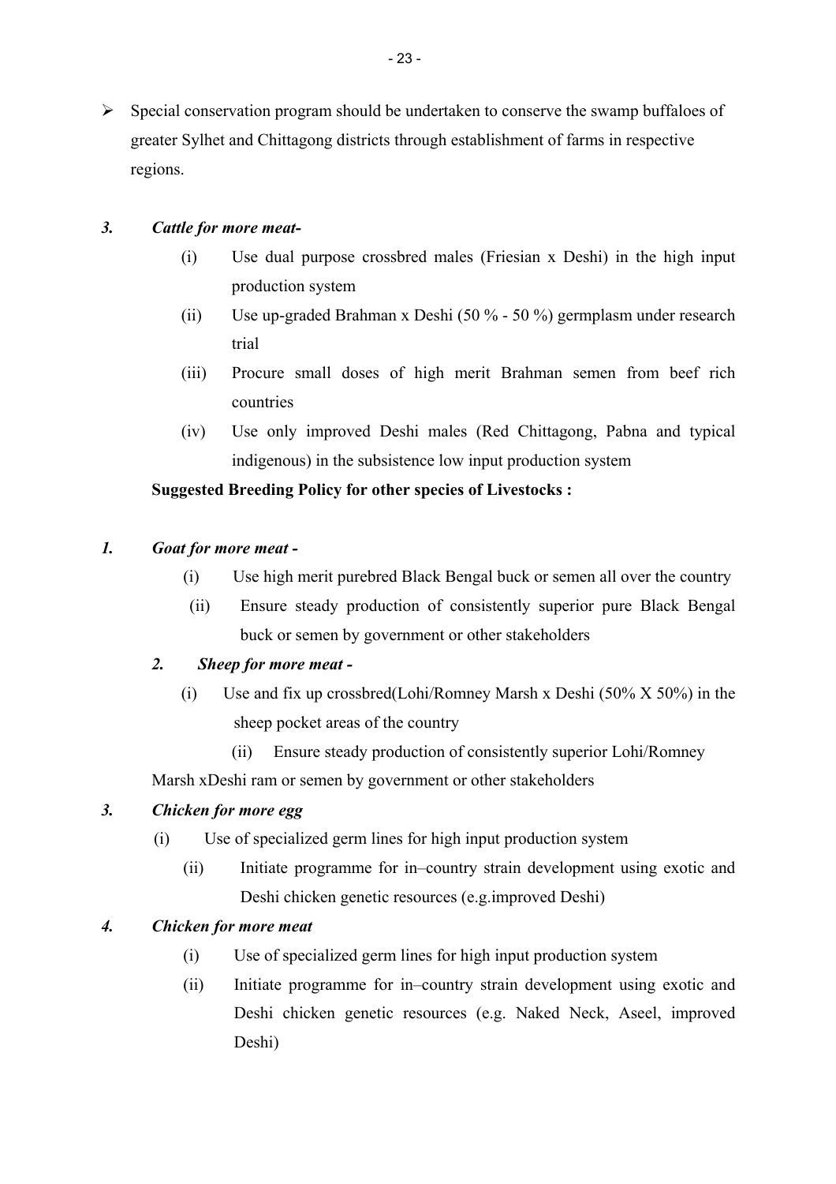- Special conservation program should be undertaken to conserve the swamp buffaloes of greater Sylhet and Chittagong districts through establishment of farms in respective regions.

***3. Cattle for more meat-***

(i) Use dual purpose crossbred males (Friesian x Deshi) in the high input production system

(ii) Use up-graded Brahman x Deshi (50 % - 50 %) germplasm under research trial

(iii) Procure small doses of high merit Brahman semen from beef rich countries

(iv) Use only improved Deshi males (Red Chittagong, Pabna and typical indigenous) in the subsistence low input production system

**Suggested Breeding Policy for other species of Livestocks :**

***1. Goat for more meat -***

(i) Use high merit purebred Black Bengal buck or semen all over the country

(ii) Ensure steady production of consistently superior pure Black Bengal buck or semen by government or other stakeholders

***2. Sheep for more meat -***

(i) Use and fix up crossbred(Lohi/Romney Marsh x Deshi (50% X 50%) in the sheep pocket areas of the country

(ii) Ensure steady production of consistently superior Lohi/Romney Marsh xDeshi ram or semen by government or other stakeholders

***3. Chicken for more egg***

(i) Use of specialized germ lines for high input production system

(ii) Initiate programme for in–country strain development using exotic and Deshi chicken genetic resources (e.g.improved Deshi)

***4. Chicken for more meat***

(i) Use of specialized germ lines for high input production system

(ii) Initiate programme for in–country strain development using exotic and Deshi chicken genetic resources (e.g. Naked Neck, Aseel, improved Deshi)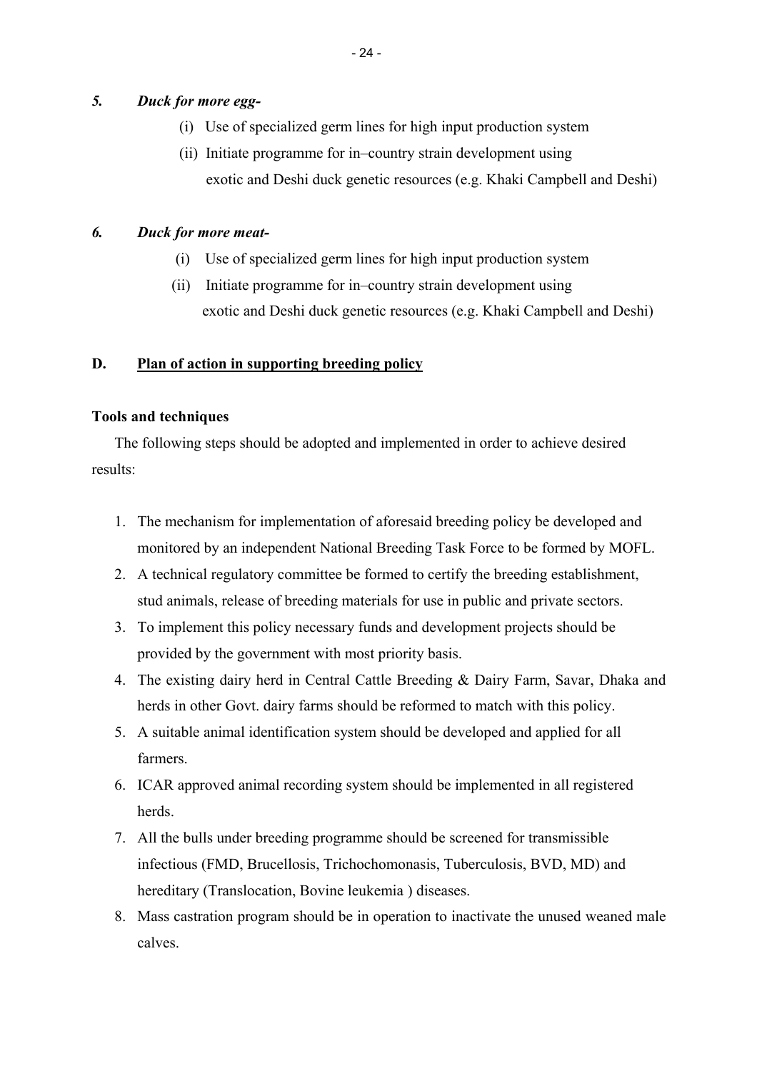***5. Duck for more egg-***

(i) Use of specialized germ lines for high input production system

(ii) Initiate programme for in–country strain development using exotic and Deshi duck genetic resources (e.g. Khaki Campbell and Deshi)

***6. Duck for more meat-***

(i) Use of specialized germ lines for high input production system

(ii) Initiate programme for in–country strain development using exotic and Deshi duck genetic resources (e.g. Khaki Campbell and Deshi)

## D. Plan of action in supporting breeding policy

**Tools and techniques**

The following steps should be adopted and implemented in order to achieve desired results:

1. The mechanism for implementation of aforesaid breeding policy be developed and monitored by an independent National Breeding Task Force to be formed by MOFL.
2. A technical regulatory committee be formed to certify the breeding establishment, stud animals, release of breeding materials for use in public and private sectors.
3. To implement this policy necessary funds and development projects should be provided by the government with most priority basis.
4. The existing dairy herd in Central Cattle Breeding & Dairy Farm, Savar, Dhaka and herds in other Govt. dairy farms should be reformed to match with this policy.
5. A suitable animal identification system should be developed and applied for all farmers.
6. ICAR approved animal recording system should be implemented in all registered herds.
7. All the bulls under breeding programme should be screened for transmissible infectious (FMD, Brucellosis, Trichochomonasis, Tuberculosis, BVD, MD) and hereditary (Translocation, Bovine leukemia ) diseases.
8. Mass castration program should be in operation to inactivate the unused weaned male calves.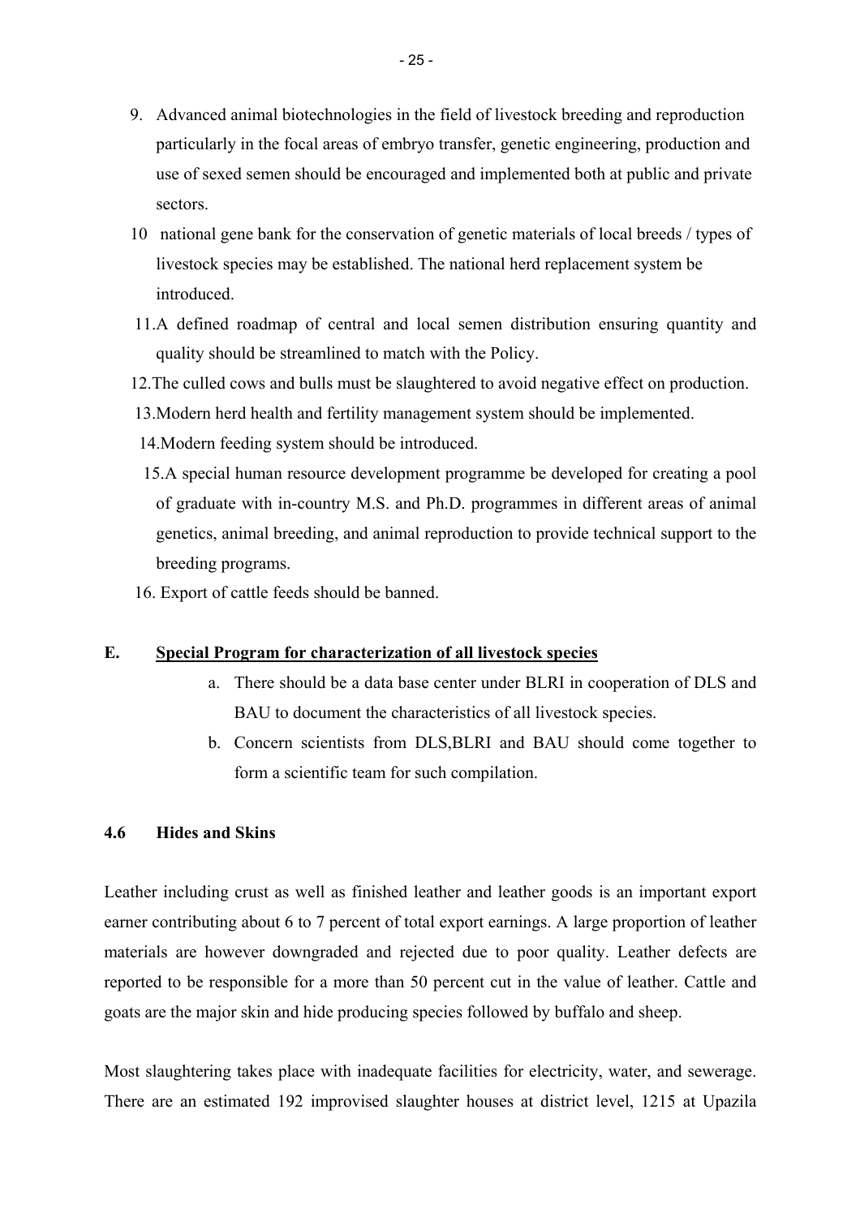9. Advanced animal biotechnologies in the field of livestock breeding and reproduction particularly in the focal areas of embryo transfer, genetic engineering, production and use of sexed semen should be encouraged and implemented both at public and private sectors.
10. national gene bank for the conservation of genetic materials of local breeds / types of livestock species may be established. The national herd replacement system be introduced.
11. A defined roadmap of central and local semen distribution ensuring quantity and quality should be streamlined to match with the Policy.
12. The culled cows and bulls must be slaughtered to avoid negative effect on production.
13. Modern herd health and fertility management system should be implemented.
14. Modern feeding system should be introduced.
15. A special human resource development programme be developed for creating a pool of graduate with in-country M.S. and Ph.D. programmes in different areas of animal genetics, animal breeding, and animal reproduction to provide technical support to the breeding programs.
16. Export of cattle feeds should be banned.

**E. Special Program for characterization of all livestock species**

a. There should be a data base center under BLRI in cooperation of DLS and BAU to document the characteristics of all livestock species.

b. Concern scientists from DLS,BLRI and BAU should come together to form a scientific team for such compilation.

### 4.6 Hides and Skins

Leather including crust as well as finished leather and leather goods is an important export earner contributing about 6 to 7 percent of total export earnings. A large proportion of leather materials are however downgraded and rejected due to poor quality. Leather defects are reported to be responsible for a more than 50 percent cut in the value of leather. Cattle and goats are the major skin and hide producing species followed by buffalo and sheep.

Most slaughtering takes place with inadequate facilities for electricity, water, and sewerage. There are an estimated 192 improvised slaughter houses at district level, 1215 at Upazila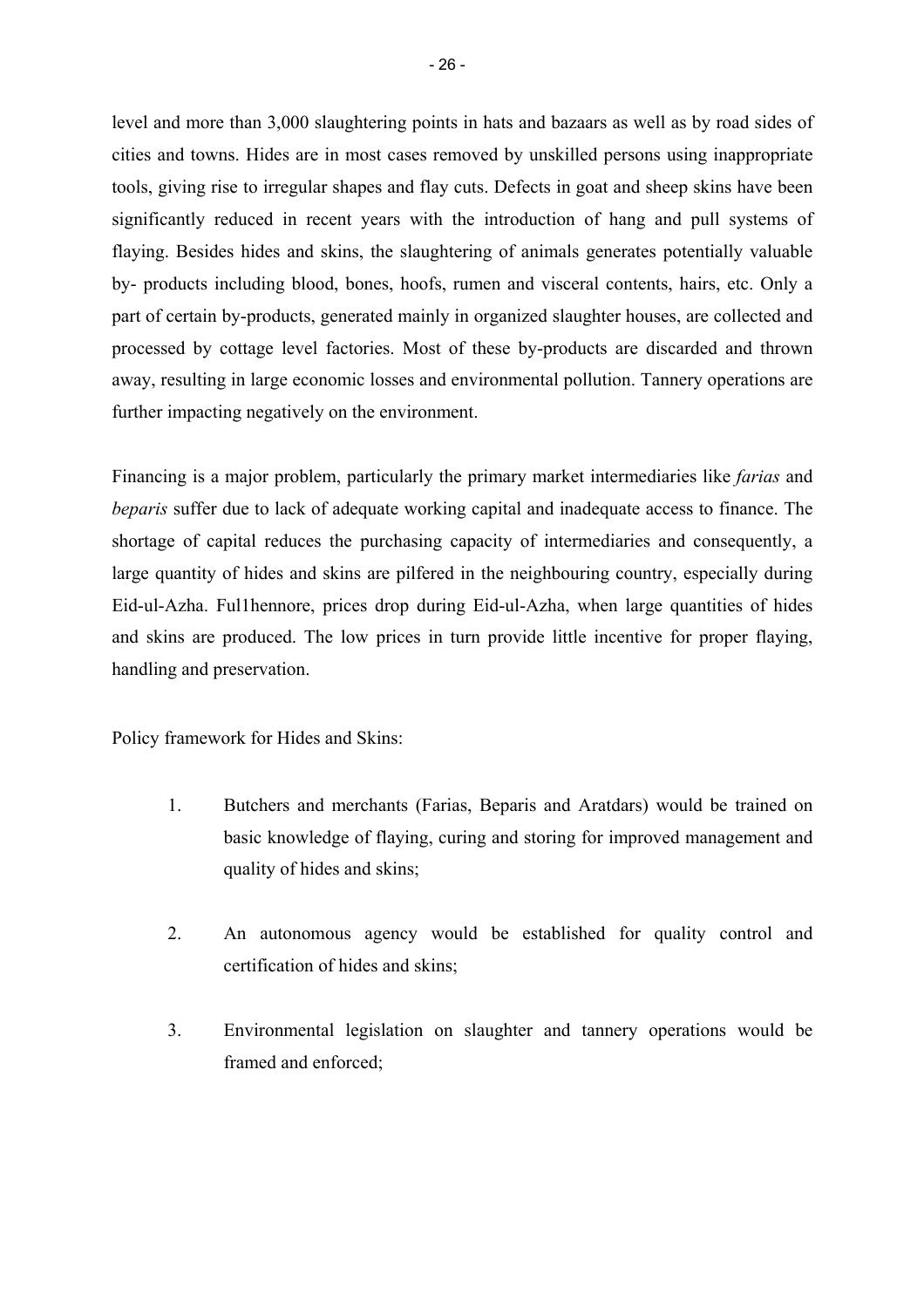level and more than 3,000 slaughtering points in hats and bazaars as well as by road sides of cities and towns. Hides are in most cases removed by unskilled persons using inappropriate tools, giving rise to irregular shapes and flay cuts. Defects in goat and sheep skins have been significantly reduced in recent years with the introduction of hang and pull systems of flaying. Besides hides and skins, the slaughtering of animals generates potentially valuable by- products including blood, bones, hoofs, rumen and visceral contents, hairs, etc. Only a part of certain by-products, generated mainly in organized slaughter houses, are collected and processed by cottage level factories. Most of these by-products are discarded and thrown away, resulting in large economic losses and environmental pollution. Tannery operations are further impacting negatively on the environment.

Financing is a major problem, particularly the primary market intermediaries like *farias* and *beparis* suffer due to lack of adequate working capital and inadequate access to finance. The shortage of capital reduces the purchasing capacity of intermediaries and consequently, a large quantity of hides and skins are pilfered in the neighbouring country, especially during Eid-ul-Azha. Ful1hennore, prices drop during Eid-ul-Azha, when large quantities of hides and skins are produced. The low prices in turn provide little incentive for proper flaying, handling and preservation.

Policy framework for Hides and Skins:

1. Butchers and merchants (Farias, Beparis and Aratdars) would be trained on basic knowledge of flaying, curing and storing for improved management and quality of hides and skins;

2. An autonomous agency would be established for quality control and certification of hides and skins;

3. Environmental legislation on slaughter and tannery operations would be framed and enforced;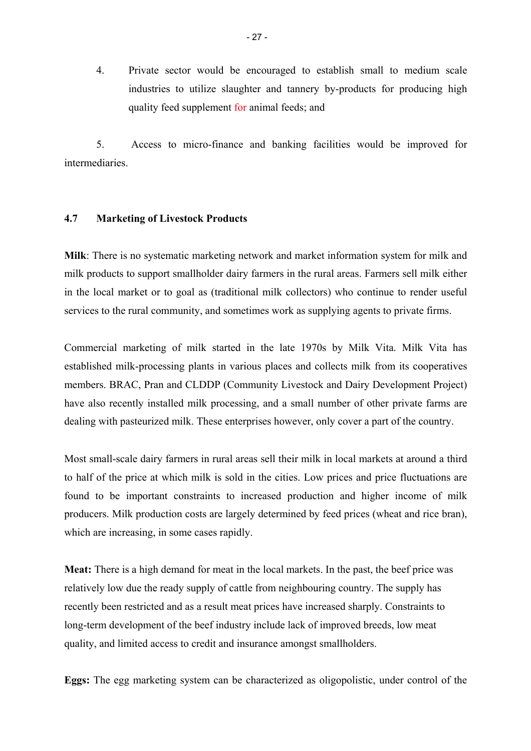4. Private sector would be encouraged to establish small to medium scale industries to utilize slaughter and tannery by-products for producing high quality feed supplement for animal feeds; and

5. Access to micro-finance and banking facilities would be improved for intermediaries.

### 4.7 Marketing of Livestock Products

**Milk**: There is no systematic marketing network and market information system for milk and milk products to support smallholder dairy farmers in the rural areas. Farmers sell milk either in the local market or to goal as (traditional milk collectors) who continue to render useful services to the rural community, and sometimes work as supplying agents to private firms.

Commercial marketing of milk started in the late 1970s by Milk Vita. Milk Vita has established milk-processing plants in various places and collects milk from its cooperatives members. BRAC, Pran and CLDDP (Community Livestock and Dairy Development Project) have also recently installed milk processing, and a small number of other private farms are dealing with pasteurized milk. These enterprises however, only cover a part of the country.

Most small-scale dairy farmers in rural areas sell their milk in local markets at around a third to half of the price at which milk is sold in the cities. Low prices and price fluctuations are found to be important constraints to increased production and higher income of milk producers. Milk production costs are largely determined by feed prices (wheat and rice bran), which are increasing, in some cases rapidly.

**Meat:** There is a high demand for meat in the local markets. In the past, the beef price was relatively low due the ready supply of cattle from neighbouring country. The supply has recently been restricted and as a result meat prices have increased sharply. Constraints to long-term development of the beef industry include lack of improved breeds, low meat quality, and limited access to credit and insurance amongst smallholders.

**Eggs:** The egg marketing system can be characterized as oligopolistic, under control of the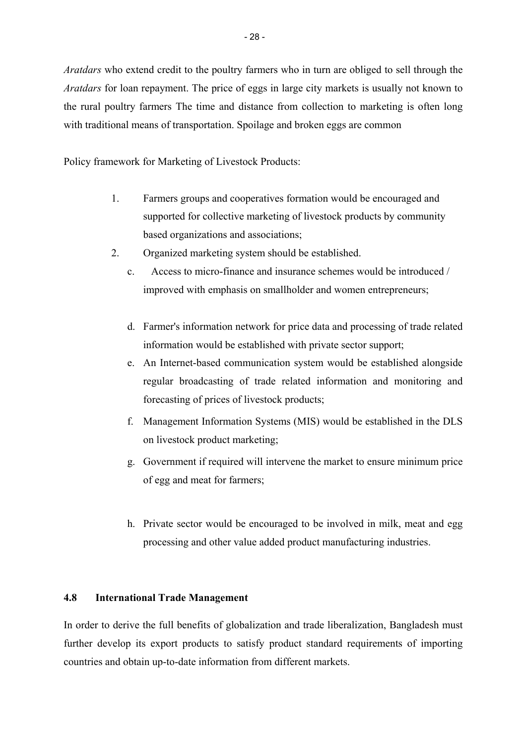*Aratdars* who extend credit to the poultry farmers who in turn are obliged to sell through the *Aratdars* for loan repayment. The price of eggs in large city markets is usually not known to the rural poultry farmers The time and distance from collection to marketing is often long with traditional means of transportation. Spoilage and broken eggs are common

Policy framework for Marketing of Livestock Products:

1. Farmers groups and cooperatives formation would be encouraged and supported for collective marketing of livestock products by community based organizations and associations;
2. Organized marketing system should be established.
   - c. Access to micro-finance and insurance schemes would be introduced / improved with emphasis on smallholder and women entrepreneurs;
   - d. Farmer's information network for price data and processing of trade related information would be established with private sector support;
   - e. An Internet-based communication system would be established alongside regular broadcasting of trade related information and monitoring and forecasting of prices of livestock products;
   - f. Management Information Systems (MIS) would be established in the DLS on livestock product marketing;
   - g. Government if required will intervene the market to ensure minimum price of egg and meat for farmers;
   - h. Private sector would be encouraged to be involved in milk, meat and egg processing and other value added product manufacturing industries.

### 4.8 International Trade Management

In order to derive the full benefits of globalization and trade liberalization, Bangladesh must further develop its export products to satisfy product standard requirements of importing countries and obtain up-to-date information from different markets.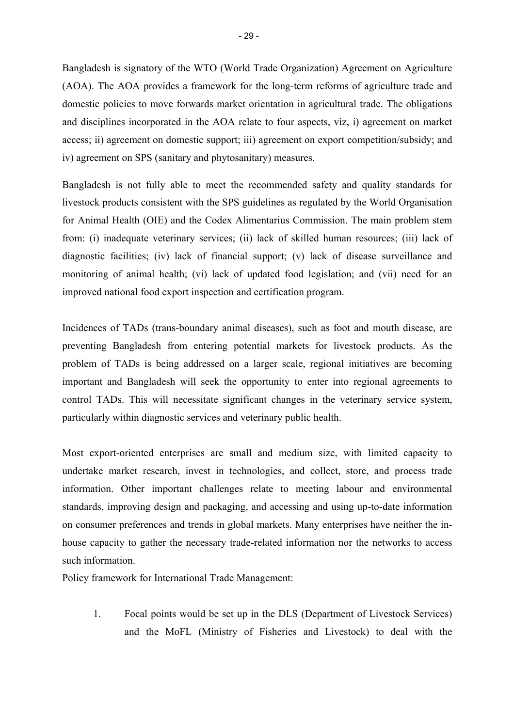Bangladesh is signatory of the WTO (World Trade Organization) Agreement on Agriculture (AOA). The AOA provides a framework for the long-term reforms of agriculture trade and domestic policies to move forwards market orientation in agricultural trade. The obligations and disciplines incorporated in the AOA relate to four aspects, viz, i) agreement on market access; ii) agreement on domestic support; iii) agreement on export competition/subsidy; and iv) agreement on SPS (sanitary and phytosanitary) measures.

Bangladesh is not fully able to meet the recommended safety and quality standards for livestock products consistent with the SPS guidelines as regulated by the World Organisation for Animal Health (OIE) and the Codex Alimentarius Commission. The main problem stem from: (i) inadequate veterinary services; (ii) lack of skilled human resources; (iii) lack of diagnostic facilities; (iv) lack of financial support; (v) lack of disease surveillance and monitoring of animal health; (vi) lack of updated food legislation; and (vii) need for an improved national food export inspection and certification program.

Incidences of TADs (trans-boundary animal diseases), such as foot and mouth disease, are preventing Bangladesh from entering potential markets for livestock products. As the problem of TADs is being addressed on a larger scale, regional initiatives are becoming important and Bangladesh will seek the opportunity to enter into regional agreements to control TADs. This will necessitate significant changes in the veterinary service system, particularly within diagnostic services and veterinary public health.

Most export-oriented enterprises are small and medium size, with limited capacity to undertake market research, invest in technologies, and collect, store, and process trade information. Other important challenges relate to meeting labour and environmental standards, improving design and packaging, and accessing and using up-to-date information on consumer preferences and trends in global markets. Many enterprises have neither the in-house capacity to gather the necessary trade-related information nor the networks to access such information.

Policy framework for International Trade Management:

1. Focal points would be set up in the DLS (Department of Livestock Services) and the MoFL (Ministry of Fisheries and Livestock) to deal with the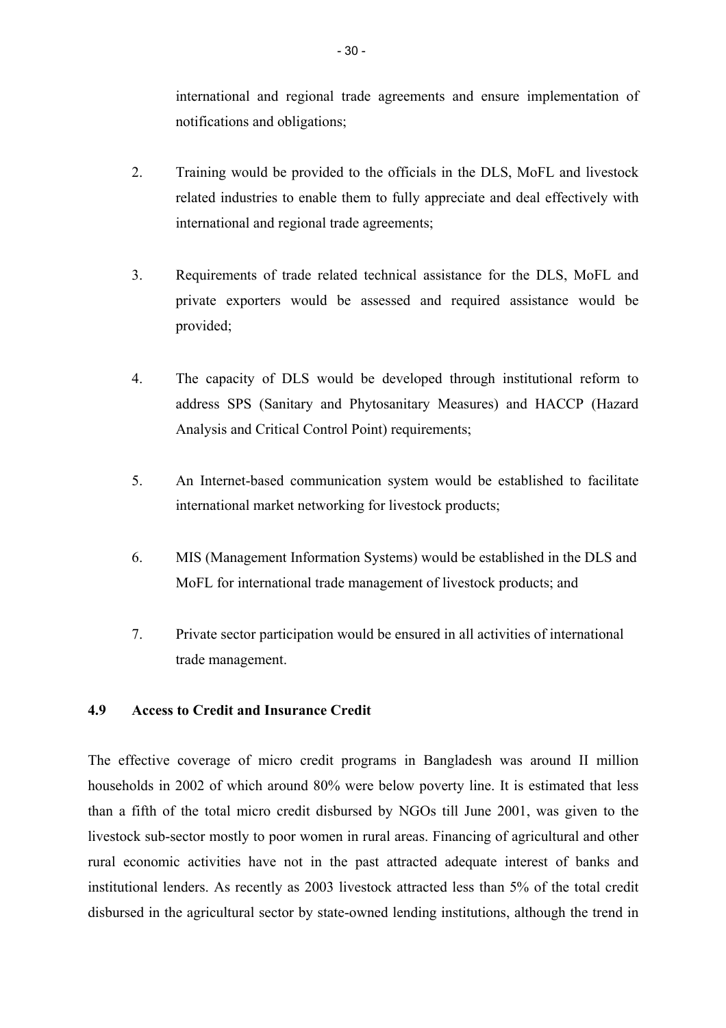international and regional trade agreements and ensure implementation of notifications and obligations;

2. Training would be provided to the officials in the DLS, MoFL and livestock related industries to enable them to fully appreciate and deal effectively with international and regional trade agreements;

3. Requirements of trade related technical assistance for the DLS, MoFL and private exporters would be assessed and required assistance would be provided;

4. The capacity of DLS would be developed through institutional reform to address SPS (Sanitary and Phytosanitary Measures) and HACCP (Hazard Analysis and Critical Control Point) requirements;

5. An Internet-based communication system would be established to facilitate international market networking for livestock products;

6. MIS (Management Information Systems) would be established in the DLS and MoFL for international trade management of livestock products; and

7. Private sector participation would be ensured in all activities of international trade management.

### 4.9 Access to Credit and Insurance Credit

The effective coverage of micro credit programs in Bangladesh was around II million households in 2002 of which around 80% were below poverty line. It is estimated that less than a fifth of the total micro credit disbursed by NGOs till June 2001, was given to the livestock sub-sector mostly to poor women in rural areas. Financing of agricultural and other rural economic activities have not in the past attracted adequate interest of banks and institutional lenders. As recently as 2003 livestock attracted less than 5% of the total credit disbursed in the agricultural sector by state-owned lending institutions, although the trend in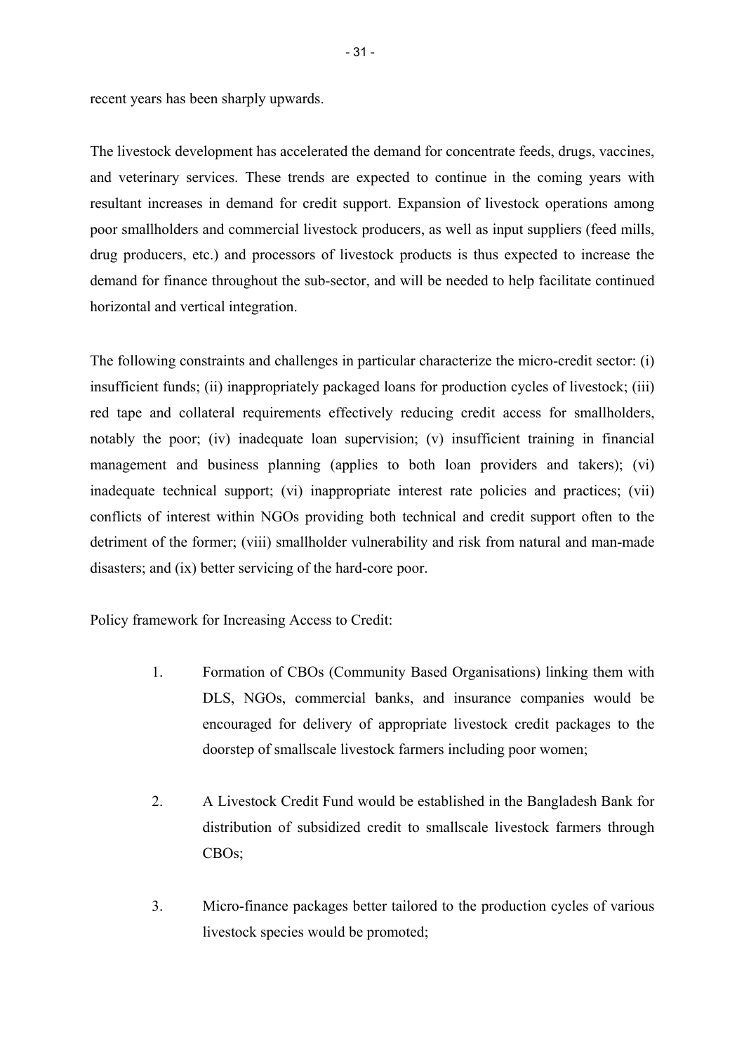recent years has been sharply upwards.

The livestock development has accelerated the demand for concentrate feeds, drugs, vaccines, and veterinary services. These trends are expected to continue in the coming years with resultant increases in demand for credit support. Expansion of livestock operations among poor smallholders and commercial livestock producers, as well as input suppliers (feed mills, drug producers, etc.) and processors of livestock products is thus expected to increase the demand for finance throughout the sub-sector, and will be needed to help facilitate continued horizontal and vertical integration.

The following constraints and challenges in particular characterize the micro-credit sector: (i) insufficient funds; (ii) inappropriately packaged loans for production cycles of livestock; (iii) red tape and collateral requirements effectively reducing credit access for smallholders, notably the poor; (iv) inadequate loan supervision; (v) insufficient training in financial management and business planning (applies to both loan providers and takers); (vi) inadequate technical support; (vi) inappropriate interest rate policies and practices; (vii) conflicts of interest within NGOs providing both technical and credit support often to the detriment of the former; (viii) smallholder vulnerability and risk from natural and man-made disasters; and (ix) better servicing of the hard-core poor.

Policy framework for Increasing Access to Credit:

1. Formation of CBOs (Community Based Organisations) linking them with DLS, NGOs, commercial banks, and insurance companies would be encouraged for delivery of appropriate livestock credit packages to the doorstep of smallscale livestock farmers including poor women;

2. A Livestock Credit Fund would be established in the Bangladesh Bank for distribution of subsidized credit to smallscale livestock farmers through CBOs;

3. Micro-finance packages better tailored to the production cycles of various livestock species would be promoted;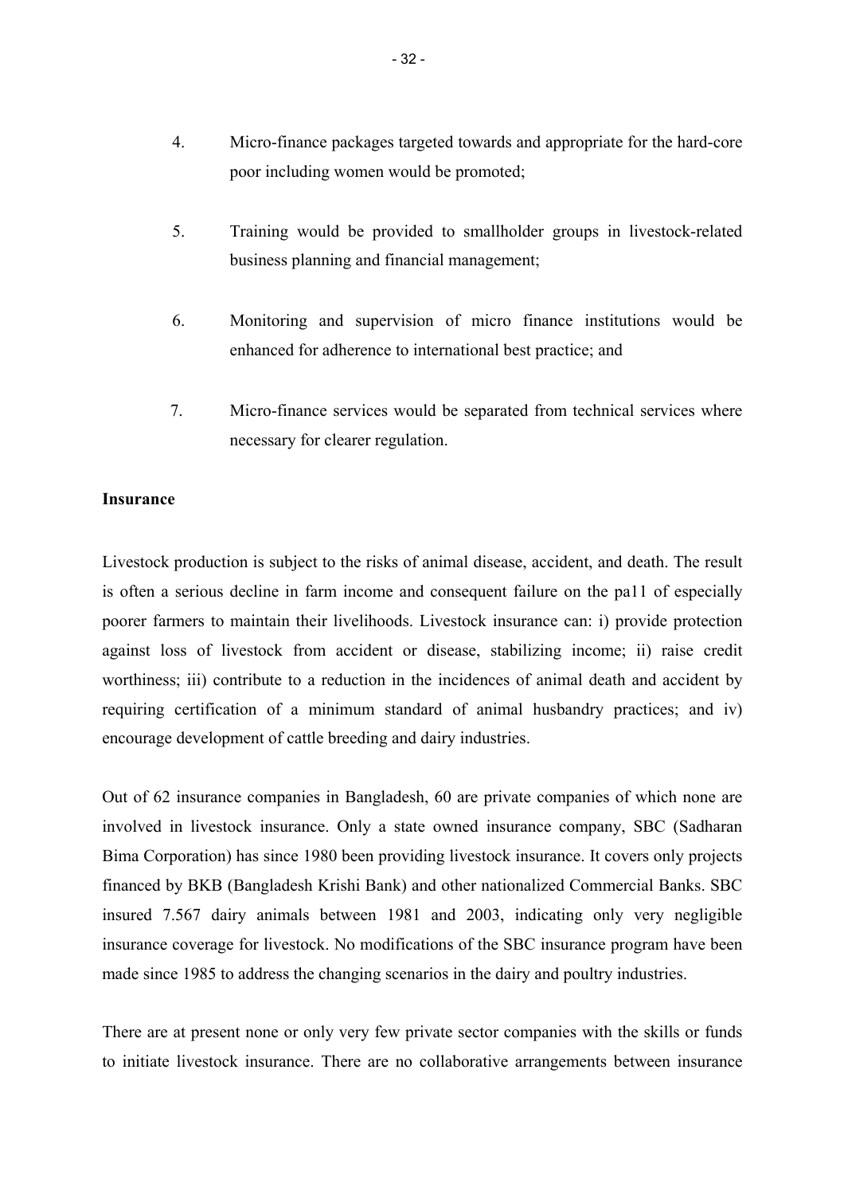4. Micro-finance packages targeted towards and appropriate for the hard-core poor including women would be promoted;

5. Training would be provided to smallholder groups in livestock-related business planning and financial management;

6. Monitoring and supervision of micro finance institutions would be enhanced for adherence to international best practice; and

7. Micro-finance services would be separated from technical services where necessary for clearer regulation.

**Insurance**

Livestock production is subject to the risks of animal disease, accident, and death. The result is often a serious decline in farm income and consequent failure on the pa11 of especially poorer farmers to maintain their livelihoods. Livestock insurance can: i) provide protection against loss of livestock from accident or disease, stabilizing income; ii) raise credit worthiness; iii) contribute to a reduction in the incidences of animal death and accident by requiring certification of a minimum standard of animal husbandry practices; and iv) encourage development of cattle breeding and dairy industries.

Out of 62 insurance companies in Bangladesh, 60 are private companies of which none are involved in livestock insurance. Only a state owned insurance company, SBC (Sadharan Bima Corporation) has since 1980 been providing livestock insurance. It covers only projects financed by BKB (Bangladesh Krishi Bank) and other nationalized Commercial Banks. SBC insured 7.567 dairy animals between 1981 and 2003, indicating only very negligible insurance coverage for livestock. No modifications of the SBC insurance program have been made since 1985 to address the changing scenarios in the dairy and poultry industries.

There are at present none or only very few private sector companies with the skills or funds to initiate livestock insurance. There are no collaborative arrangements between insurance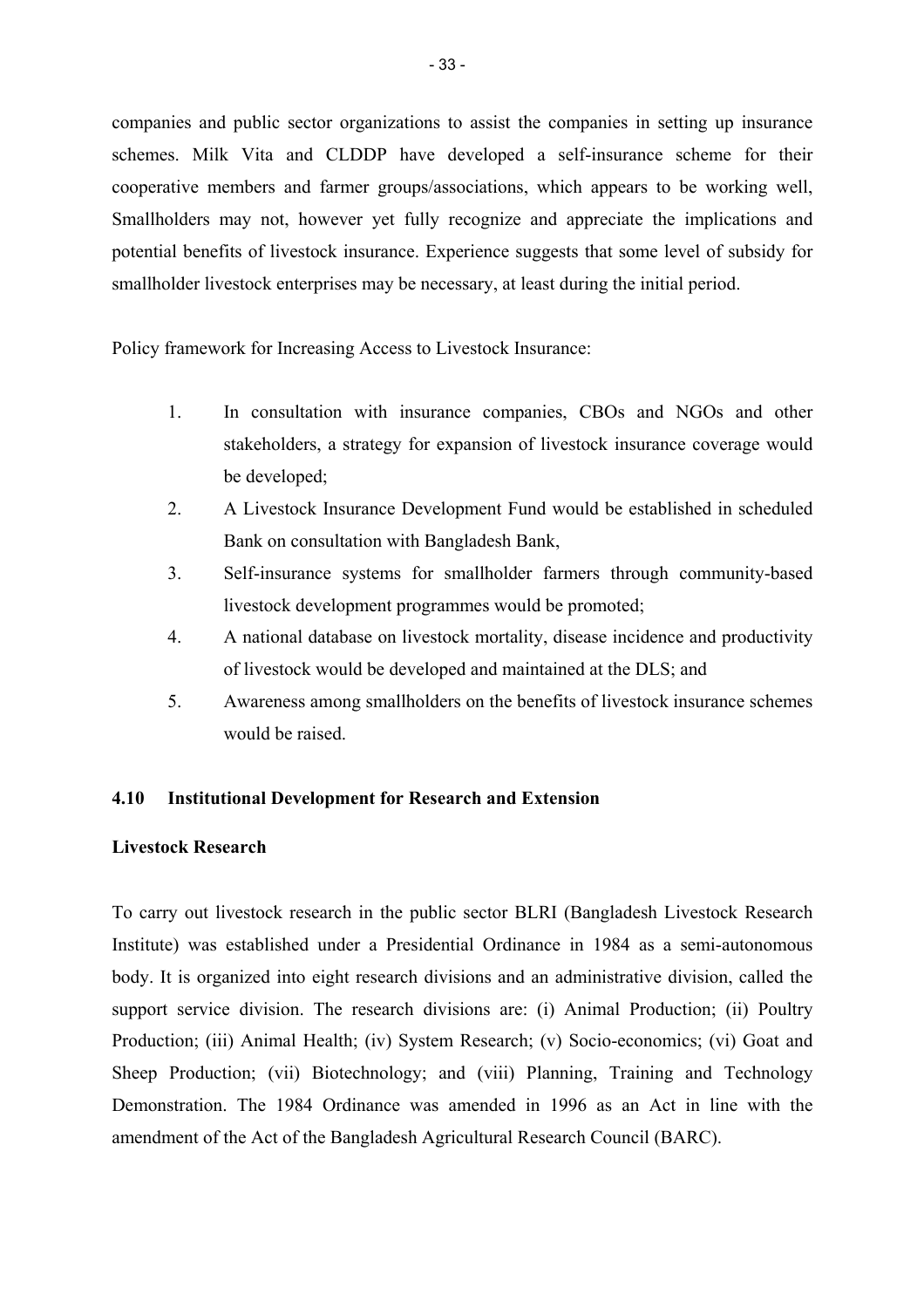companies and public sector organizations to assist the companies in setting up insurance schemes. Milk Vita and CLDDP have developed a self-insurance scheme for their cooperative members and farmer groups/associations, which appears to be working well, Smallholders may not, however yet fully recognize and appreciate the implications and potential benefits of livestock insurance. Experience suggests that some level of subsidy for smallholder livestock enterprises may be necessary, at least during the initial period.

Policy framework for Increasing Access to Livestock Insurance:

1. In consultation with insurance companies, CBOs and NGOs and other stakeholders, a strategy for expansion of livestock insurance coverage would be developed;
2. A Livestock Insurance Development Fund would be established in scheduled Bank on consultation with Bangladesh Bank,
3. Self-insurance systems for smallholder farmers through community-based livestock development programmes would be promoted;
4. A national database on livestock mortality, disease incidence and productivity of livestock would be developed and maintained at the DLS; and
5. Awareness among smallholders on the benefits of livestock insurance schemes would be raised.

### 4.10 Institutional Development for Research and Extension

**Livestock Research**

To carry out livestock research in the public sector BLRI (Bangladesh Livestock Research Institute) was established under a Presidential Ordinance in 1984 as a semi-autonomous body. It is organized into eight research divisions and an administrative division, called the support service division. The research divisions are: (i) Animal Production; (ii) Poultry Production; (iii) Animal Health; (iv) System Research; (v) Socio-economics; (vi) Goat and Sheep Production; (vii) Biotechnology; and (viii) Planning, Training and Technology Demonstration. The 1984 Ordinance was amended in 1996 as an Act in line with the amendment of the Act of the Bangladesh Agricultural Research Council (BARC).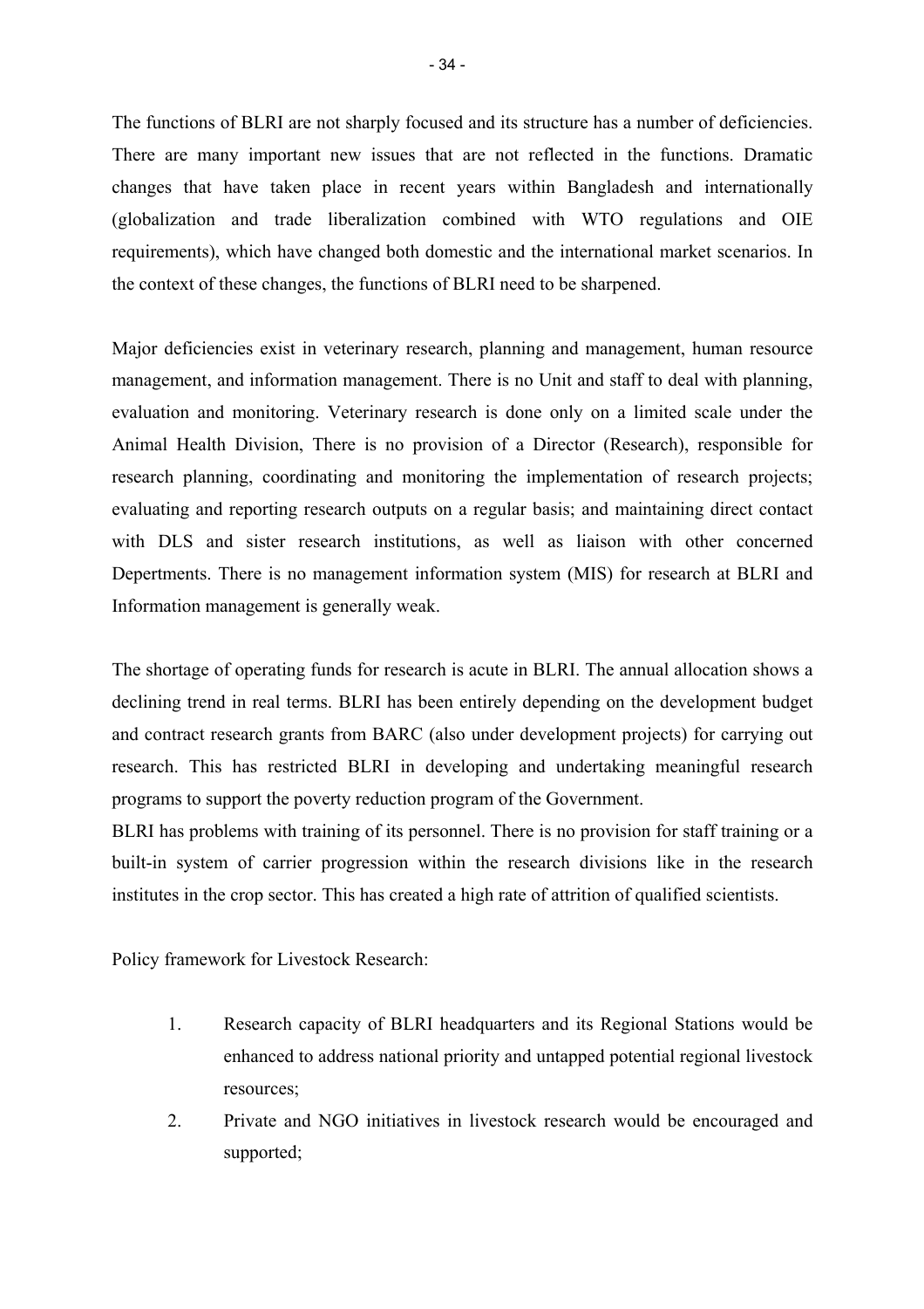The functions of BLRI are not sharply focused and its structure has a number of deficiencies. There are many important new issues that are not reflected in the functions. Dramatic changes that have taken place in recent years within Bangladesh and internationally (globalization and trade liberalization combined with WTO regulations and OIE requirements), which have changed both domestic and the international market scenarios. In the context of these changes, the functions of BLRI need to be sharpened.

Major deficiencies exist in veterinary research, planning and management, human resource management, and information management. There is no Unit and staff to deal with planning, evaluation and monitoring. Veterinary research is done only on a limited scale under the Animal Health Division, There is no provision of a Director (Research), responsible for research planning, coordinating and monitoring the implementation of research projects; evaluating and reporting research outputs on a regular basis; and maintaining direct contact with DLS and sister research institutions, as well as liaison with other concerned Depertments. There is no management information system (MIS) for research at BLRI and Information management is generally weak.

The shortage of operating funds for research is acute in BLRI. The annual allocation shows a declining trend in real terms. BLRI has been entirely depending on the development budget and contract research grants from BARC (also under development projects) for carrying out research. This has restricted BLRI in developing and undertaking meaningful research programs to support the poverty reduction program of the Government.

BLRI has problems with training of its personnel. There is no provision for staff training or a built-in system of carrier progression within the research divisions like in the research institutes in the crop sector. This has created a high rate of attrition of qualified scientists.

Policy framework for Livestock Research:

1. Research capacity of BLRI headquarters and its Regional Stations would be enhanced to address national priority and untapped potential regional livestock resources;
2. Private and NGO initiatives in livestock research would be encouraged and supported;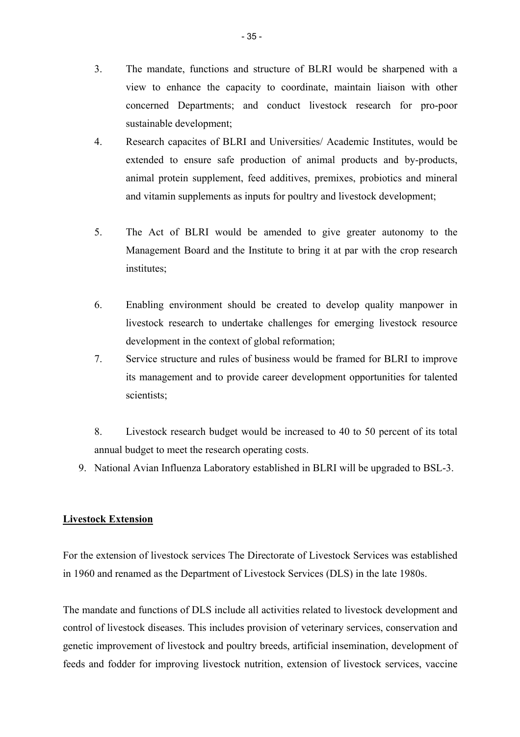3. The mandate, functions and structure of BLRI would be sharpened with a view to enhance the capacity to coordinate, maintain liaison with other concerned Departments; and conduct livestock research for pro-poor sustainable development;
4. Research capacites of BLRI and Universities/ Academic Institutes, would be extended to ensure safe production of animal products and by-products, animal protein supplement, feed additives, premixes, probiotics and mineral and vitamin supplements as inputs for poultry and livestock development;
5. The Act of BLRI would be amended to give greater autonomy to the Management Board and the Institute to bring it at par with the crop research institutes;
6. Enabling environment should be created to develop quality manpower in livestock research to undertake challenges for emerging livestock resource development in the context of global reformation;
7. Service structure and rules of business would be framed for BLRI to improve its management and to provide career development opportunities for talented scientists;
8. Livestock research budget would be increased to 40 to 50 percent of its total annual budget to meet the research operating costs.
9. National Avian Influenza Laboratory established in BLRI will be upgraded to BSL-3.

**Livestock Extension**

For the extension of livestock services The Directorate of Livestock Services was established in 1960 and renamed as the Department of Livestock Services (DLS) in the late 1980s.

The mandate and functions of DLS include all activities related to livestock development and control of livestock diseases. This includes provision of veterinary services, conservation and genetic improvement of livestock and poultry breeds, artificial insemination, development of feeds and fodder for improving livestock nutrition, extension of livestock services, vaccine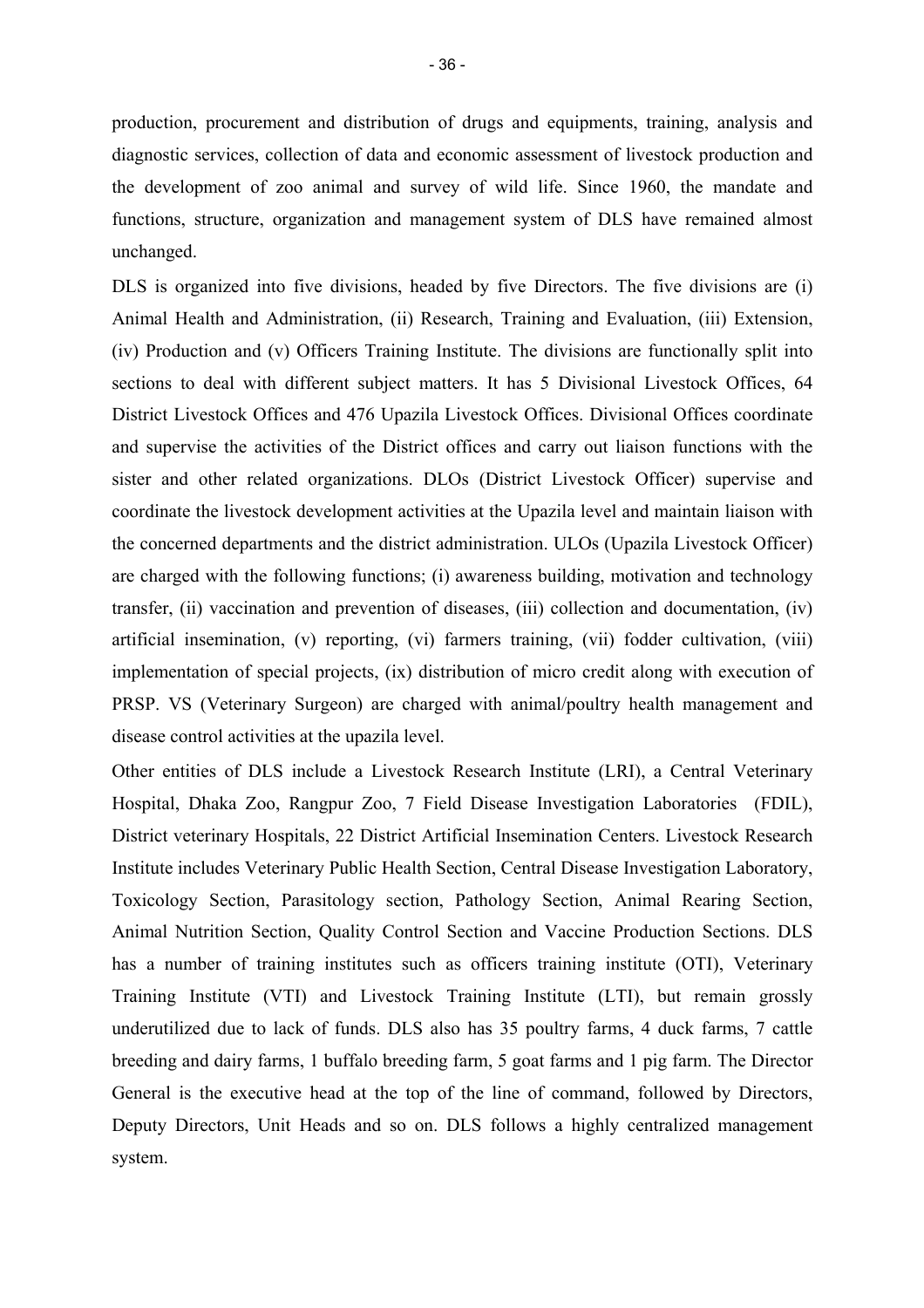production, procurement and distribution of drugs and equipments, training, analysis and diagnostic services, collection of data and economic assessment of livestock production and the development of zoo animal and survey of wild life. Since 1960, the mandate and functions, structure, organization and management system of DLS have remained almost unchanged.

DLS is organized into five divisions, headed by five Directors. The five divisions are (i) Animal Health and Administration, (ii) Research, Training and Evaluation, (iii) Extension, (iv) Production and (v) Officers Training Institute. The divisions are functionally split into sections to deal with different subject matters. It has 5 Divisional Livestock Offices, 64 District Livestock Offices and 476 Upazila Livestock Offices. Divisional Offices coordinate and supervise the activities of the District offices and carry out liaison functions with the sister and other related organizations. DLOs (District Livestock Officer) supervise and coordinate the livestock development activities at the Upazila level and maintain liaison with the concerned departments and the district administration. ULOs (Upazila Livestock Officer) are charged with the following functions; (i) awareness building, motivation and technology transfer, (ii) vaccination and prevention of diseases, (iii) collection and documentation, (iv) artificial insemination, (v) reporting, (vi) farmers training, (vii) fodder cultivation, (viii) implementation of special projects, (ix) distribution of micro credit along with execution of PRSP. VS (Veterinary Surgeon) are charged with animal/poultry health management and disease control activities at the upazila level.

Other entities of DLS include a Livestock Research Institute (LRI), a Central Veterinary Hospital, Dhaka Zoo, Rangpur Zoo, 7 Field Disease Investigation Laboratories (FDIL), District veterinary Hospitals, 22 District Artificial Insemination Centers. Livestock Research Institute includes Veterinary Public Health Section, Central Disease Investigation Laboratory, Toxicology Section, Parasitology section, Pathology Section, Animal Rearing Section, Animal Nutrition Section, Quality Control Section and Vaccine Production Sections. DLS has a number of training institutes such as officers training institute (OTI), Veterinary Training Institute (VTI) and Livestock Training Institute (LTI), but remain grossly underutilized due to lack of funds. DLS also has 35 poultry farms, 4 duck farms, 7 cattle breeding and dairy farms, 1 buffalo breeding farm, 5 goat farms and 1 pig farm. The Director General is the executive head at the top of the line of command, followed by Directors, Deputy Directors, Unit Heads and so on. DLS follows a highly centralized management system.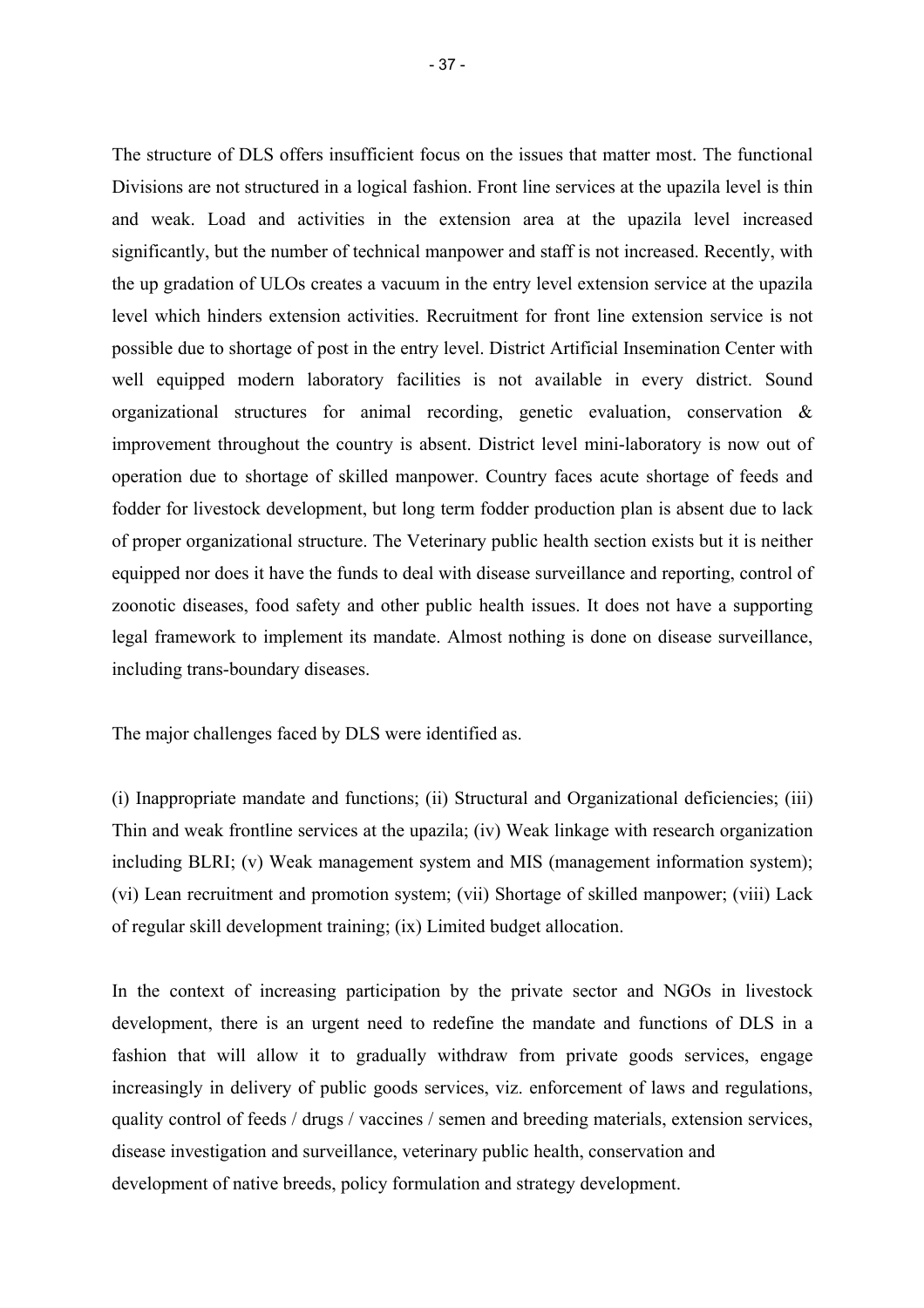The structure of DLS offers insufficient focus on the issues that matter most. The functional Divisions are not structured in a logical fashion. Front line services at the upazila level is thin and weak. Load and activities in the extension area at the upazila level increased significantly, but the number of technical manpower and staff is not increased. Recently, with the up gradation of ULOs creates a vacuum in the entry level extension service at the upazila level which hinders extension activities. Recruitment for front line extension service is not possible due to shortage of post in the entry level. District Artificial Insemination Center with well equipped modern laboratory facilities is not available in every district. Sound organizational structures for animal recording, genetic evaluation, conservation & improvement throughout the country is absent. District level mini-laboratory is now out of operation due to shortage of skilled manpower. Country faces acute shortage of feeds and fodder for livestock development, but long term fodder production plan is absent due to lack of proper organizational structure. The Veterinary public health section exists but it is neither equipped nor does it have the funds to deal with disease surveillance and reporting, control of zoonotic diseases, food safety and other public health issues. It does not have a supporting legal framework to implement its mandate. Almost nothing is done on disease surveillance, including trans-boundary diseases.

The major challenges faced by DLS were identified as.

(i) Inappropriate mandate and functions; (ii) Structural and Organizational deficiencies; (iii) Thin and weak frontline services at the upazila; (iv) Weak linkage with research organization including BLRI; (v) Weak management system and MIS (management information system); (vi) Lean recruitment and promotion system; (vii) Shortage of skilled manpower; (viii) Lack of regular skill development training; (ix) Limited budget allocation.

In the context of increasing participation by the private sector and NGOs in livestock development, there is an urgent need to redefine the mandate and functions of DLS in a fashion that will allow it to gradually withdraw from private goods services, engage increasingly in delivery of public goods services, viz. enforcement of laws and regulations, quality control of feeds / drugs / vaccines / semen and breeding materials, extension services, disease investigation and surveillance, veterinary public health, conservation and development of native breeds, policy formulation and strategy development.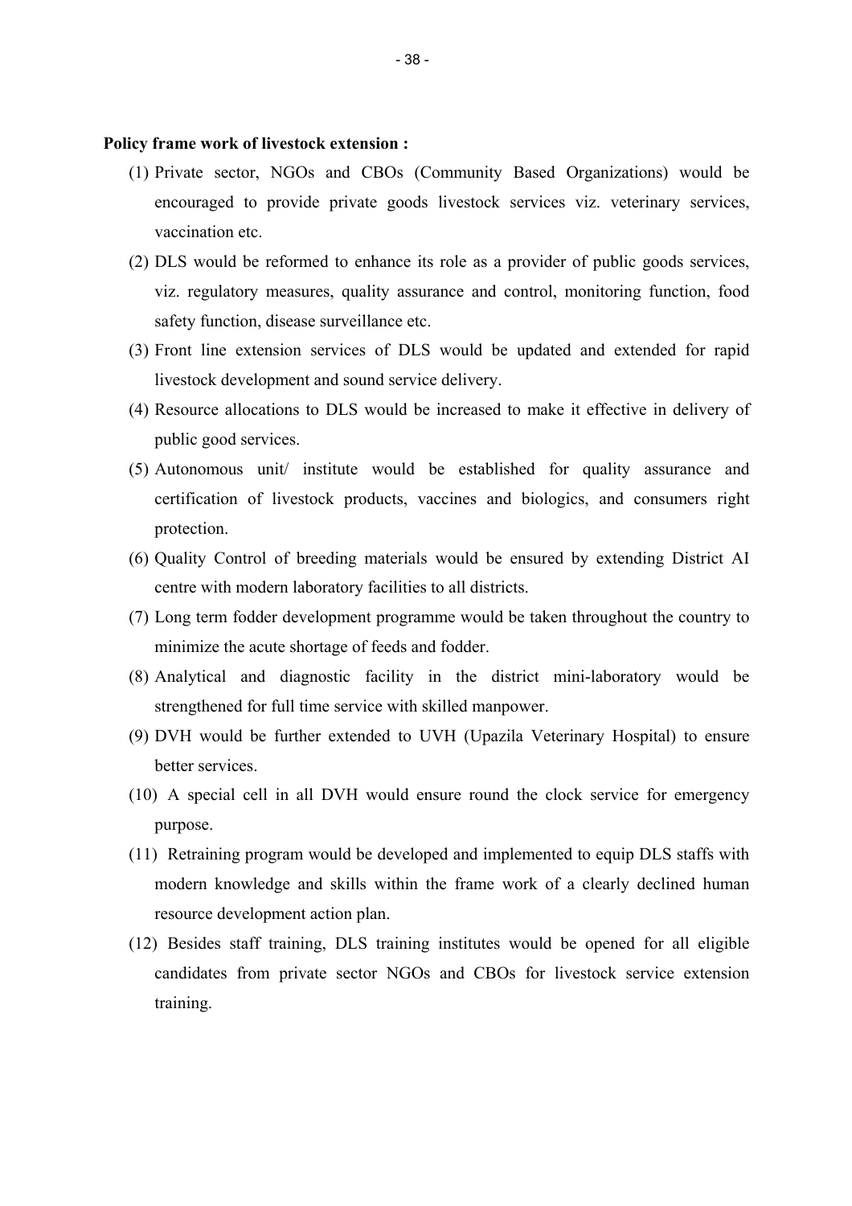**Policy frame work of livestock extension :**

(1) Private sector, NGOs and CBOs (Community Based Organizations) would be encouraged to provide private goods livestock services viz. veterinary services, vaccination etc.

(2) DLS would be reformed to enhance its role as a provider of public goods services, viz. regulatory measures, quality assurance and control, monitoring function, food safety function, disease surveillance etc.

(3) Front line extension services of DLS would be updated and extended for rapid livestock development and sound service delivery.

(4) Resource allocations to DLS would be increased to make it effective in delivery of public good services.

(5) Autonomous unit/ institute would be established for quality assurance and certification of livestock products, vaccines and biologics, and consumers right protection.

(6) Quality Control of breeding materials would be ensured by extending District AI centre with modern laboratory facilities to all districts.

(7) Long term fodder development programme would be taken throughout the country to minimize the acute shortage of feeds and fodder.

(8) Analytical and diagnostic facility in the district mini-laboratory would be strengthened for full time service with skilled manpower.

(9) DVH would be further extended to UVH (Upazila Veterinary Hospital) to ensure better services.

(10) A special cell in all DVH would ensure round the clock service for emergency purpose.

(11) Retraining program would be developed and implemented to equip DLS staffs with modern knowledge and skills within the frame work of a clearly declined human resource development action plan.

(12) Besides staff training, DLS training institutes would be opened for all eligible candidates from private sector NGOs and CBOs for livestock service extension training.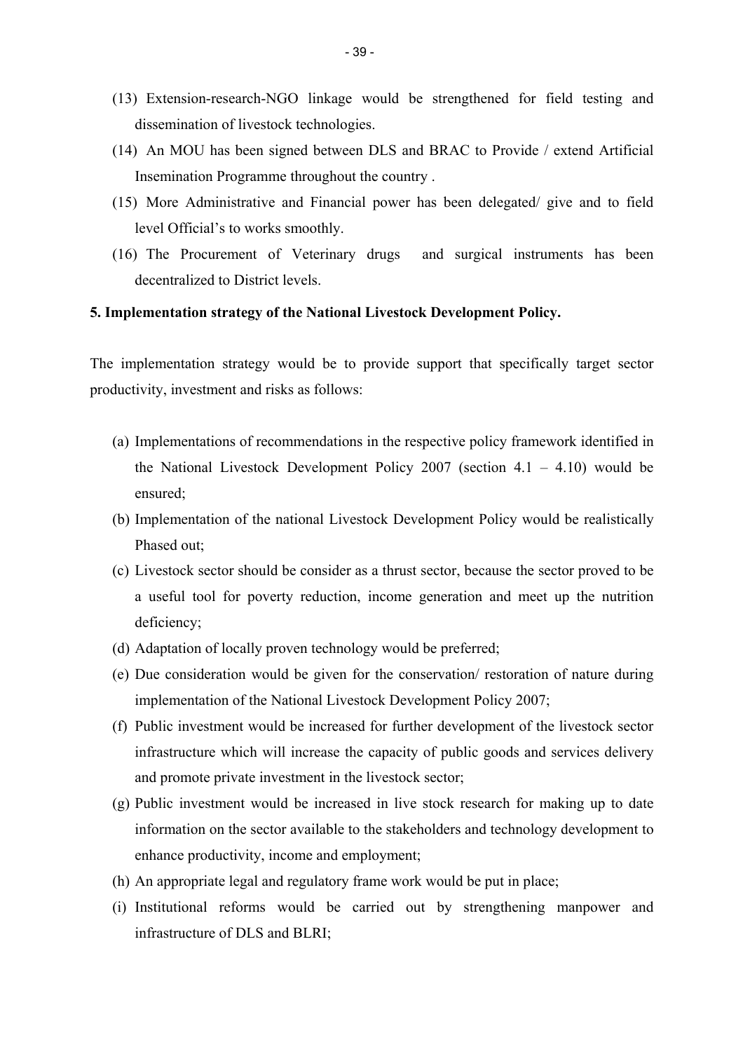(13) Extension-research-NGO linkage would be strengthened for field testing and dissemination of livestock technologies.

(14) An MOU has been signed between DLS and BRAC to Provide / extend Artificial Insemination Programme throughout the country .

(15) More Administrative and Financial power has been delegated/ give and to field level Official's to works smoothly.

(16) The Procurement of Veterinary drugs and surgical instruments has been decentralized to District levels.

**5. Implementation strategy of the National Livestock Development Policy.**

The implementation strategy would be to provide support that specifically target sector productivity, investment and risks as follows:

(a) Implementations of recommendations in the respective policy framework identified in the National Livestock Development Policy 2007 (section 4.1 – 4.10) would be ensured;

(b) Implementation of the national Livestock Development Policy would be realistically Phased out;

(c) Livestock sector should be consider as a thrust sector, because the sector proved to be a useful tool for poverty reduction, income generation and meet up the nutrition deficiency;

(d) Adaptation of locally proven technology would be preferred;

(e) Due consideration would be given for the conservation/ restoration of nature during implementation of the National Livestock Development Policy 2007;

(f) Public investment would be increased for further development of the livestock sector infrastructure which will increase the capacity of public goods and services delivery and promote private investment in the livestock sector;

(g) Public investment would be increased in live stock research for making up to date information on the sector available to the stakeholders and technology development to enhance productivity, income and employment;

(h) An appropriate legal and regulatory frame work would be put in place;

(i) Institutional reforms would be carried out by strengthening manpower and infrastructure of DLS and BLRI;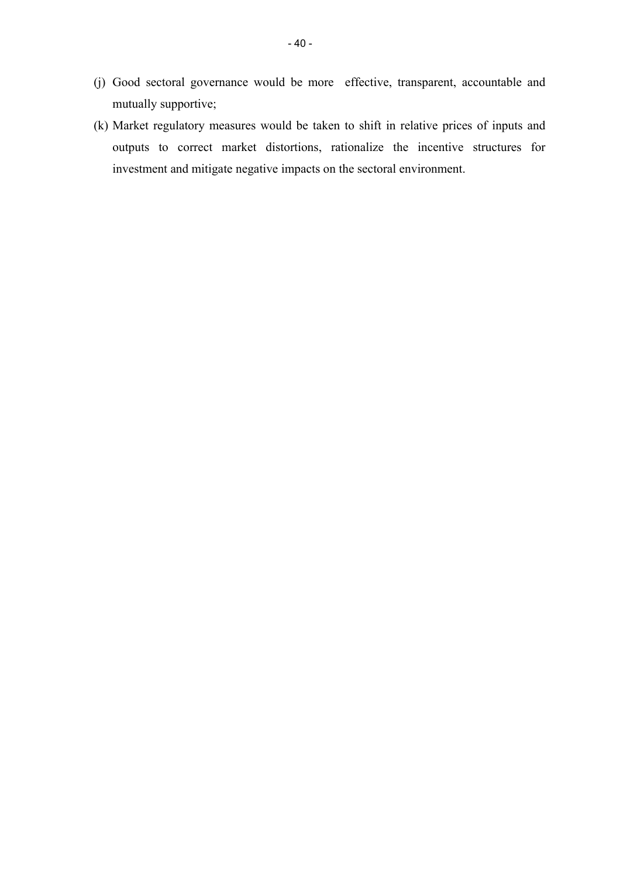(j) Good sectoral governance would be more effective, transparent, accountable and mutually supportive;

(k) Market regulatory measures would be taken to shift in relative prices of inputs and outputs to correct market distortions, rationalize the incentive structures for investment and mitigate negative impacts on the sectoral environment.